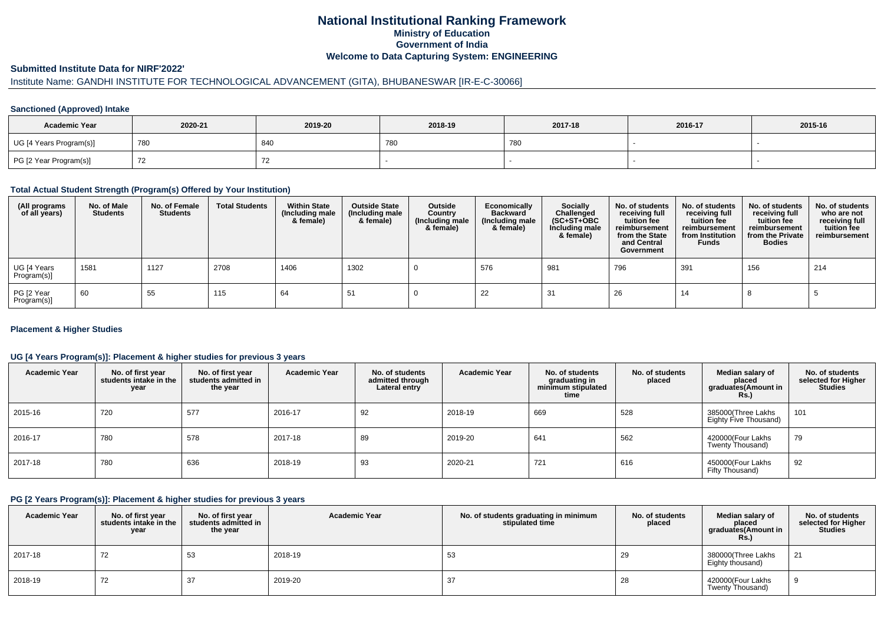# National Institutional Ranking Framework

## Ministry of Education

## Government of India

## Welcome to Data Capturing System: ENGINEERING

### Submitted Institute Data for NIRF'2022'

Institute Name: GANDHI INSTITUTE FOR TECHNOLOGICAL ADVANCEMENT (GITA), BHUBANESWAR [IR-E-C-30066]

#### Sanctioned (Approved) Intake

| Academic Year | 2020-21 | 2019-20 | 2018-19 | 2017-18 | 2016-17 | 2015-16 |
|---|---|---|---|---|---|---|
| UG [4 Years Program(s)] | 780 | 840 | 780 | 780 | - | - |
| PG [2 Year Program(s)] | 72 | 72 | - | - | - | - |

#### Total Actual Student Strength (Program(s) Offered by Your Institution)

| (All programs of all years) | No. of Male Students | No. of Female Students | Total Students | Within State (Including male & female) | Outside State (Including male & female) | Outside Country (Including male & female) | Economically Backward (Including male & female) | Socially Challenged (SC+ST+OBC Including male & female) | No. of students receiving full tuition fee reimbursement from the State and Central Government | No. of students receiving full tuition fee reimbursement from Institution Funds | No. of students receiving full tuition fee reimbursement from the Private Bodies | No. of students who are not receiving full tuition fee reimbursement |
|---|---|---|---|---|---|---|---|---|---|---|---|---|
| UG [4 Years Program(s)] | 1581 | 1127 | 2708 | 1406 | 1302 | 0 | 576 | 981 | 796 | 391 | 156 | 214 |
| PG [2 Year Program(s)] | 60 | 55 | 115 | 64 | 51 | 0 | 22 | 31 | 26 | 14 | 8 | 5 |

#### Placement & Higher Studies

#### UG [4 Years Program(s)]: Placement & higher studies for previous 3 years

| Academic Year | No. of first year students intake in the year | No. of first year students admitted in the year | Academic Year | No. of students admitted through Lateral entry | Academic Year | No. of students graduating in minimum stipulated time | No. of students placed | Median salary of placed graduates(Amount in Rs.) | No. of students selected for Higher Studies |
|---|---|---|---|---|---|---|---|---|---|
| 2015-16 | 720 | 577 | 2016-17 | 92 | 2018-19 | 669 | 528 | 385000(Three Lakhs Eighty Five Thousand) | 101 |
| 2016-17 | 780 | 578 | 2017-18 | 89 | 2019-20 | 641 | 562 | 420000(Four Lakhs Twenty Thousand) | 79 |
| 2017-18 | 780 | 636 | 2018-19 | 93 | 2020-21 | 721 | 616 | 450000(Four Lakhs Fifty Thousand) | 92 |

#### PG [2 Years Program(s)]: Placement & higher studies for previous 3 years

| Academic Year | No. of first year students intake in the year | No. of first year students admitted in the year | Academic Year | No. of students graduating in minimum stipulated time | No. of students placed | Median salary of placed graduates(Amount in Rs.) | No. of students selected for Higher Studies |
|---|---|---|---|---|---|---|---|
| 2017-18 | 72 | 53 | 2018-19 | 53 | 29 | 380000(Three Lakhs Eighty thousand) | 21 |
| 2018-19 | 72 | 37 | 2019-20 | 37 | 28 | 420000(Four Lakhs Twenty Thousand) | 9 |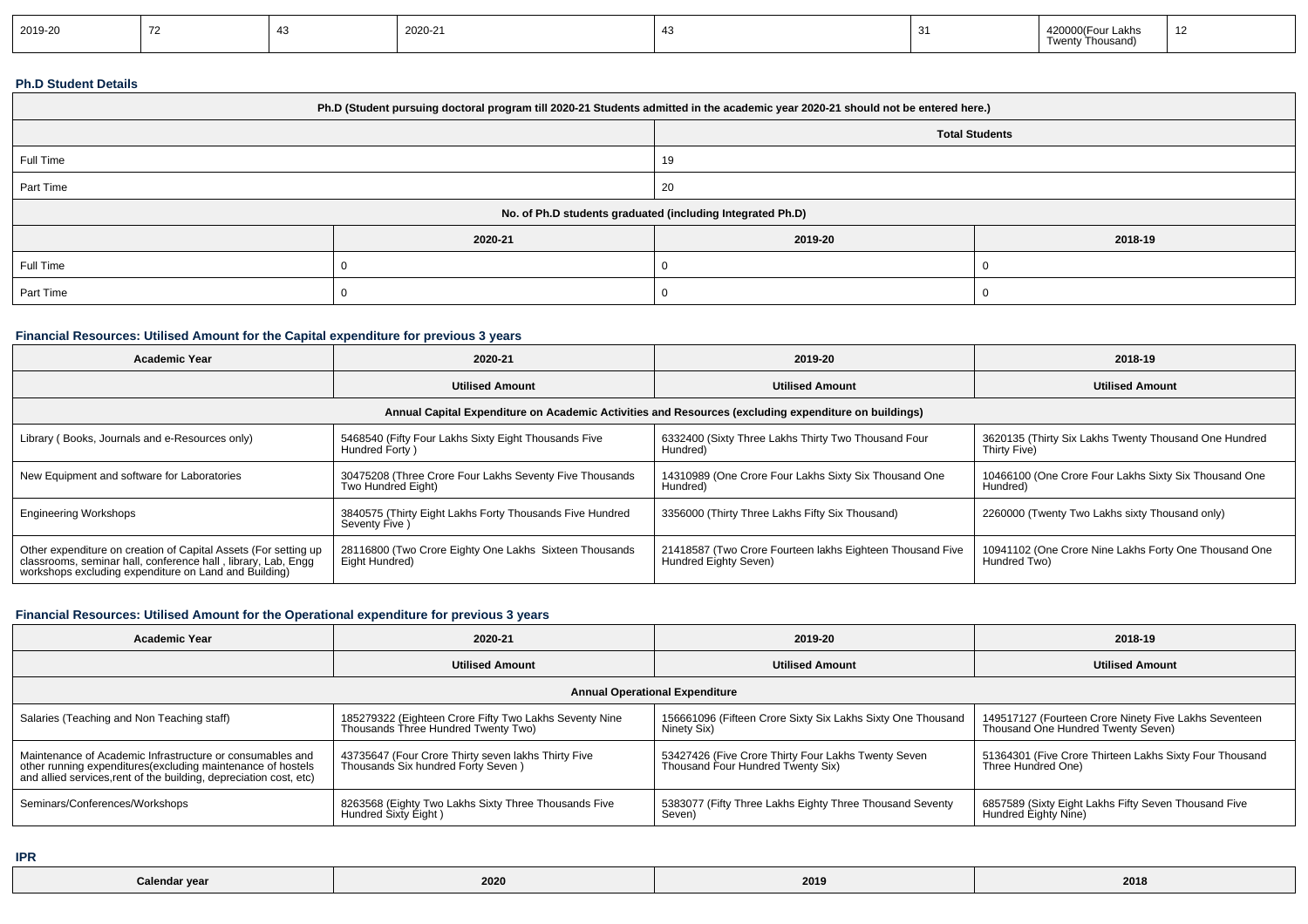| 2019-20 | 72 | 43 | 2020-21 | 43 | 31 | 420000(Four Lakhs Twenty Thousand) | 12 |
|---|---|---|---|---|---|---|---|

**Ph.D Student Details**

| Ph.D (Student pursuing doctoral program till 2020-21 Students admitted in the academic year 2020-21 should not be entered here.) | | |
|---|---|---|
| | Total Students | |
| Full Time | 19 | |
| Part Time | 20 | |
| No. of Ph.D students graduated (including Integrated Ph.D) | | |
| | 2020-21 | 2019-20 | 2018-19 |
| Full Time | 0 | 0 | 0 |
| Part Time | 0 | 0 | 0 |

**Financial Resources: Utilised Amount for the Capital expenditure for previous 3 years**

| Academic Year | 2020-21 | 2019-20 | 2018-19 |
|---|---|---|---|
| | Utilised Amount | Utilised Amount | Utilised Amount |
| Annual Capital Expenditure on Academic Activities and Resources (excluding expenditure on buildings) | | | |
| Library ( Books, Journals and e-Resources only) | 5468540 (Fifty Four Lakhs Sixty Eight Thousands Five Hundred Forty ) | 6332400 (Sixty Three Lakhs Thirty Two Thousand Four Hundred) | 3620135 (Thirty Six Lakhs Twenty Thousand One Hundred Thirty Five) |
| New Equipment and software for Laboratories | 30475208 (Three Crore Four Lakhs Seventy Five Thousands Two Hundred Eight) | 14310989 (One Crore Four Lakhs Sixty Six Thousand One Hundred) | 10466100 (One Crore Four Lakhs Sixty Six Thousand One Hundred) |
| Engineering Workshops | 3840575 (Thirty Eight Lakhs Forty Thousands Five Hundred Seventy Five ) | 3356000 (Thirty Three Lakhs Fifty Six Thousand) | 2260000 (Twenty Two Lakhs sixty Thousand only) |
| Other expenditure on creation of Capital Assets (For setting up classrooms, seminar hall, conference hall , library, Lab, Engg workshops excluding expenditure on Land and Building) | 28116800 (Two Crore Eighty One Lakhs Sixteen Thousands Eight Hundred) | 21418587 (Two Crore Fourteen lakhs Eighteen Thousand Five Hundred Eighty Seven) | 10941102 (One Crore Nine Lakhs Forty One Thousand One Hundred Two) |

**Financial Resources: Utilised Amount for the Operational expenditure for previous 3 years**

| Academic Year | 2020-21 | 2019-20 | 2018-19 |
|---|---|---|---|
| | Utilised Amount | Utilised Amount | Utilised Amount |
| Annual Operational Expenditure | | | |
| Salaries (Teaching and Non Teaching staff) | 185279322 (Eighteen Crore Fifty Two Lakhs Seventy Nine Thousands Three Hundred Twenty Two) | 156661096 (Fifteen Crore Sixty Six Lakhs Sixty One Thousand Ninety Six) | 149517127 (Fourteen Crore Ninety Five Lakhs Seventeen Thousand One Hundred Twenty Seven) |
| Maintenance of Academic Infrastructure or consumables and other running expenditures(excluding maintenance of hostels and allied services,rent of the building, depreciation cost, etc) | 43735647 (Four Crore Thirty seven lakhs Thirty Five Thousands Six hundred Forty Seven ) | 53427426 (Five Crore Thirty Four Lakhs Twenty Seven Thousand Four Hundred Twenty Six) | 51364301 (Five Crore Thirteen Lakhs Sixty Four Thousand Three Hundred One) |
| Seminars/Conferences/Workshops | 8263568 (Eighty Two Lakhs Sixty Three Thousands Five Hundred Sixty Eight ) | 5383077 (Fifty Three Lakhs Eighty Three Thousand Seventy Seven) | 6857589 (Sixty Eight Lakhs Fifty Seven Thousand Five Hundred Eighty Nine) |

**IPR**

| Calendar year | 2020 | 2019 | 2018 |
|---|---|---|---|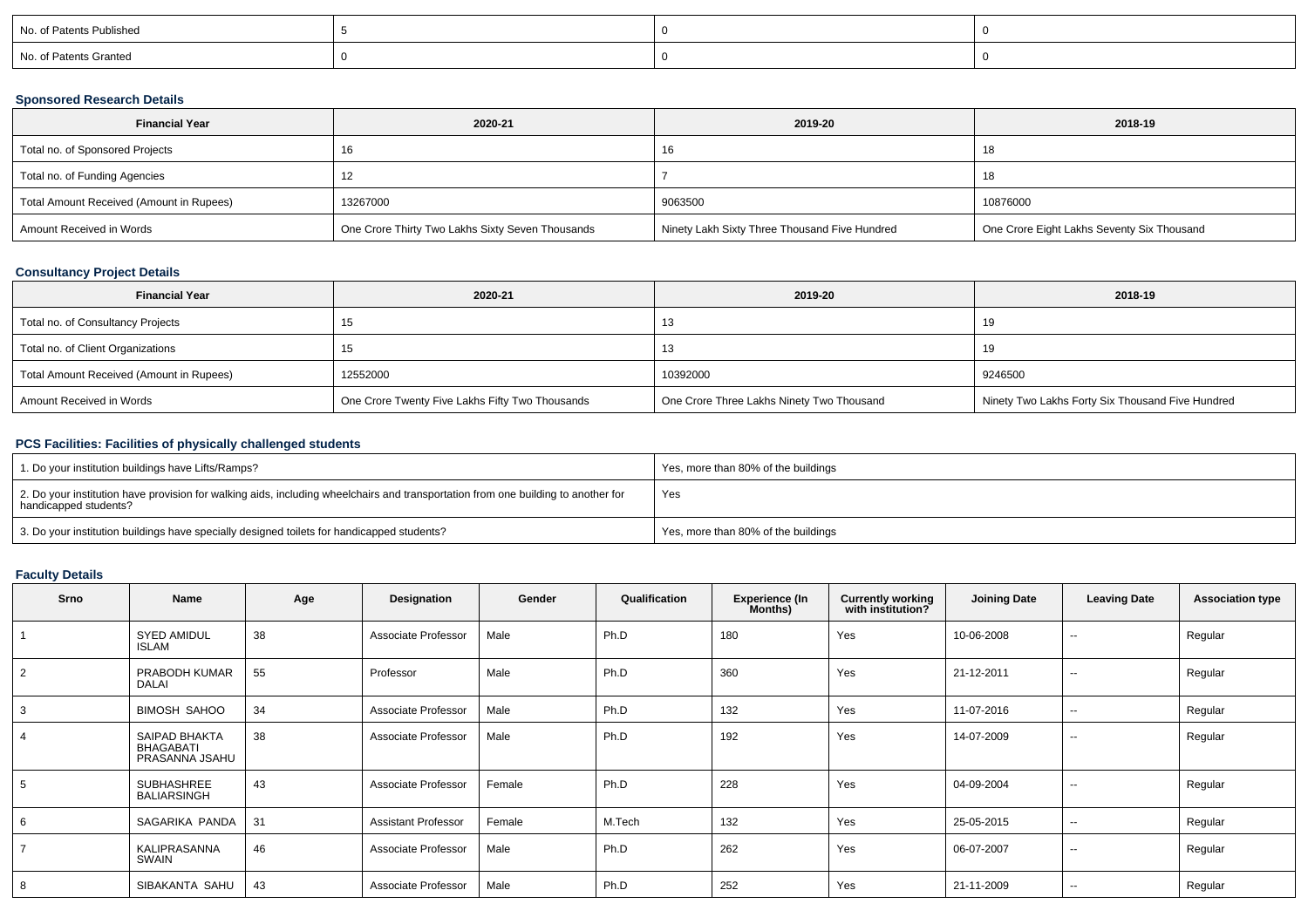| No. of Patents Published | 5 | 0 | 0 |
| --- | --- | --- | --- |
| No. of Patents Granted | 0 | 0 | 0 |

### Sponsored Research Details

| Financial Year | 2020-21 | 2019-20 | 2018-19 |
| --- | --- | --- | --- |
| Total no. of Sponsored Projects | 16 | 16 | 18 |
| Total no. of Funding Agencies | 12 | 7 | 18 |
| Total Amount Received (Amount in Rupees) | 13267000 | 9063500 | 10876000 |
| Amount Received in Words | One Crore Thirty Two Lakhs Sixty Seven Thousands | Ninety Lakh Sixty Three Thousand Five Hundred | One Crore Eight Lakhs Seventy Six Thousand |

### Consultancy Project Details

| Financial Year | 2020-21 | 2019-20 | 2018-19 |
| --- | --- | --- | --- |
| Total no. of Consultancy Projects | 15 | 13 | 19 |
| Total no. of Client Organizations | 15 | 13 | 19 |
| Total Amount Received (Amount in Rupees) | 12552000 | 10392000 | 9246500 |
| Amount Received in Words | One Crore Twenty Five Lakhs Fifty Two Thousands | One Crore Three Lakhs Ninety Two Thousand | Ninety Two Lakhs Forty Six Thousand Five Hundred |

### PCS Facilities: Facilities of physically challenged students

| 1. Do your institution buildings have Lifts/Ramps? | Yes, more than 80% of the buildings |
| --- | --- |
| 2. Do your institution have provision for walking aids, including wheelchairs and transportation from one building to another for handicapped students? | Yes |
| 3. Do your institution buildings have specially designed toilets for handicapped students? | Yes, more than 80% of the buildings |

### Faculty Details

| Srno | Name | Age | Designation | Gender | Qualification | Experience (In Months) | Currently working with institution? | Joining Date | Leaving Date | Association type |
| --- | --- | --- | --- | --- | --- | --- | --- | --- | --- | --- |
| 1 | SYED AMIDUL ISLAM | 38 | Associate Professor | Male | Ph.D | 180 | Yes | 10-06-2008 | -- | Regular |
| 2 | PRABODH KUMAR DALAI | 55 | Professor | Male | Ph.D | 360 | Yes | 21-12-2011 | -- | Regular |
| 3 | BIMOSH SAHOO | 34 | Associate Professor | Male | Ph.D | 132 | Yes | 11-07-2016 | -- | Regular |
| 4 | SAIPAD BHAKTA BHAGABATI PRASANNA JSAHU | 38 | Associate Professor | Male | Ph.D | 192 | Yes | 14-07-2009 | -- | Regular |
| 5 | SUBHASHREE BALIARSINGH | 43 | Associate Professor | Female | Ph.D | 228 | Yes | 04-09-2004 | -- | Regular |
| 6 | SAGARIKA PANDA | 31 | Assistant Professor | Female | M.Tech | 132 | Yes | 25-05-2015 | -- | Regular |
| 7 | KALIPRASANNA SWAIN | 46 | Associate Professor | Male | Ph.D | 262 | Yes | 06-07-2007 | -- | Regular |
| 8 | SIBAKANTA SAHU | 43 | Associate Professor | Male | Ph.D | 252 | Yes | 21-11-2009 | -- | Regular |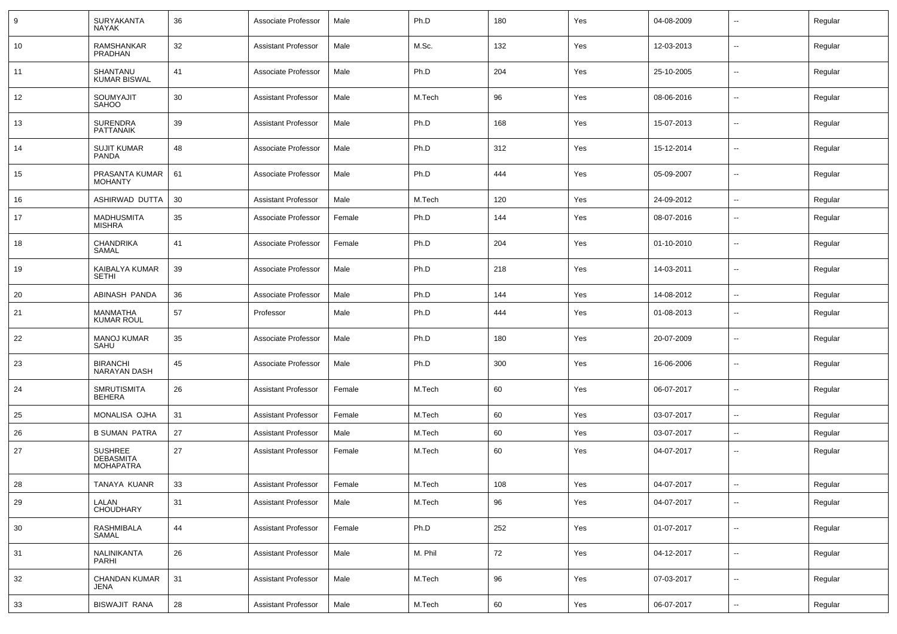| 9 | SURYAKANTA NAYAK | 36 | Associate Professor | Male | Ph.D | 180 | Yes | 04-08-2009 | -- | Regular |
|---|---|---|---|---|---|---|---|---|---|---|
| 10 | RAMSHANKAR PRADHAN | 32 | Assistant Professor | Male | M.Sc. | 132 | Yes | 12-03-2013 | -- | Regular |
| 11 | SHANTANU KUMAR BISWAL | 41 | Associate Professor | Male | Ph.D | 204 | Yes | 25-10-2005 | -- | Regular |
| 12 | SOUMYAJIT SAHOO | 30 | Assistant Professor | Male | M.Tech | 96 | Yes | 08-06-2016 | -- | Regular |
| 13 | SURENDRA PATTANAIK | 39 | Assistant Professor | Male | Ph.D | 168 | Yes | 15-07-2013 | -- | Regular |
| 14 | SUJIT KUMAR PANDA | 48 | Associate Professor | Male | Ph.D | 312 | Yes | 15-12-2014 | -- | Regular |
| 15 | PRASANTA KUMAR MOHANTY | 61 | Associate Professor | Male | Ph.D | 444 | Yes | 05-09-2007 | -- | Regular |
| 16 | ASHIRWAD DUTTA | 30 | Assistant Professor | Male | M.Tech | 120 | Yes | 24-09-2012 | -- | Regular |
| 17 | MADHUSMITA MISHRA | 35 | Associate Professor | Female | Ph.D | 144 | Yes | 08-07-2016 | -- | Regular |
| 18 | CHANDRIKA SAMAL | 41 | Associate Professor | Female | Ph.D | 204 | Yes | 01-10-2010 | -- | Regular |
| 19 | KAIBALYA KUMAR SETHI | 39 | Associate Professor | Male | Ph.D | 218 | Yes | 14-03-2011 | -- | Regular |
| 20 | ABINASH PANDA | 36 | Associate Professor | Male | Ph.D | 144 | Yes | 14-08-2012 | -- | Regular |
| 21 | MANMATHA KUMAR ROUL | 57 | Professor | Male | Ph.D | 444 | Yes | 01-08-2013 | -- | Regular |
| 22 | MANOJ KUMAR SAHU | 35 | Associate Professor | Male | Ph.D | 180 | Yes | 20-07-2009 | -- | Regular |
| 23 | BIRANCHI NARAYAN DASH | 45 | Associate Professor | Male | Ph.D | 300 | Yes | 16-06-2006 | -- | Regular |
| 24 | SMRUTISMITA BEHERA | 26 | Assistant Professor | Female | M.Tech | 60 | Yes | 06-07-2017 | -- | Regular |
| 25 | MONALISA OJHA | 31 | Assistant Professor | Female | M.Tech | 60 | Yes | 03-07-2017 | -- | Regular |
| 26 | B SUMAN PATRA | 27 | Assistant Professor | Male | M.Tech | 60 | Yes | 03-07-2017 | -- | Regular |
| 27 | SUSHREE DEBASMITA MOHAPATRA | 27 | Assistant Professor | Female | M.Tech | 60 | Yes | 04-07-2017 | -- | Regular |
| 28 | TANAYA KUANR | 33 | Assistant Professor | Female | M.Tech | 108 | Yes | 04-07-2017 | -- | Regular |
| 29 | LALAN CHOUDHARY | 31 | Assistant Professor | Male | M.Tech | 96 | Yes | 04-07-2017 | -- | Regular |
| 30 | RASHMIBALA SAMAL | 44 | Assistant Professor | Female | Ph.D | 252 | Yes | 01-07-2017 | -- | Regular |
| 31 | NALINIKANTA PARHI | 26 | Assistant Professor | Male | M. Phil | 72 | Yes | 04-12-2017 | -- | Regular |
| 32 | CHANDAN KUMAR JENA | 31 | Assistant Professor | Male | M.Tech | 96 | Yes | 07-03-2017 | -- | Regular |
| 33 | BISWAJIT RANA | 28 | Assistant Professor | Male | M.Tech | 60 | Yes | 06-07-2017 | -- | Regular |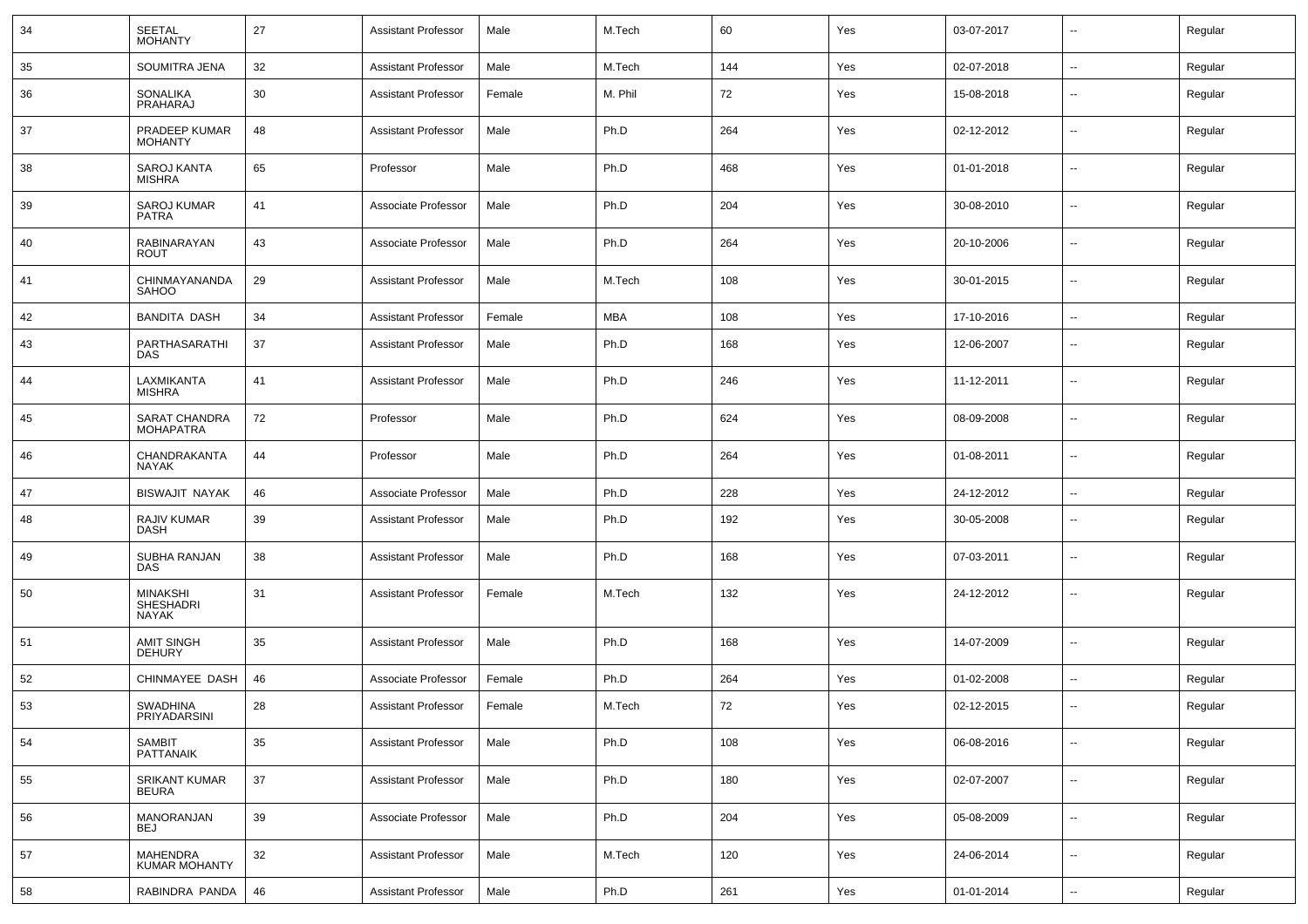| 34 | SEETAL MOHANTY | 27 | Assistant Professor | Male | M.Tech | 60 | Yes | 03-07-2017 | -- | Regular |
|---|---|---|---|---|---|---|---|---|---|---|
| 35 | SOUMITRA JENA | 32 | Assistant Professor | Male | M.Tech | 144 | Yes | 02-07-2018 | -- | Regular |
| 36 | SONALIKA PRAHARAJ | 30 | Assistant Professor | Female | M. Phil | 72 | Yes | 15-08-2018 | -- | Regular |
| 37 | PRADEEP KUMAR MOHANTY | 48 | Assistant Professor | Male | Ph.D | 264 | Yes | 02-12-2012 | -- | Regular |
| 38 | SAROJ KANTA MISHRA | 65 | Professor | Male | Ph.D | 468 | Yes | 01-01-2018 | -- | Regular |
| 39 | SAROJ KUMAR PATRA | 41 | Associate Professor | Male | Ph.D | 204 | Yes | 30-08-2010 | -- | Regular |
| 40 | RABINARAYAN ROUT | 43 | Associate Professor | Male | Ph.D | 264 | Yes | 20-10-2006 | -- | Regular |
| 41 | CHINMAYANANDA SAHOO | 29 | Assistant Professor | Male | M.Tech | 108 | Yes | 30-01-2015 | -- | Regular |
| 42 | BANDITA DASH | 34 | Assistant Professor | Female | MBA | 108 | Yes | 17-10-2016 | -- | Regular |
| 43 | PARTHASARATHI DAS | 37 | Assistant Professor | Male | Ph.D | 168 | Yes | 12-06-2007 | -- | Regular |
| 44 | LAXMIKANTA MISHRA | 41 | Assistant Professor | Male | Ph.D | 246 | Yes | 11-12-2011 | -- | Regular |
| 45 | SARAT CHANDRA MOHAPATRA | 72 | Professor | Male | Ph.D | 624 | Yes | 08-09-2008 | -- | Regular |
| 46 | CHANDRAKANTA NAYAK | 44 | Professor | Male | Ph.D | 264 | Yes | 01-08-2011 | -- | Regular |
| 47 | BISWAJIT NAYAK | 46 | Associate Professor | Male | Ph.D | 228 | Yes | 24-12-2012 | -- | Regular |
| 48 | RAJIV KUMAR DASH | 39 | Assistant Professor | Male | Ph.D | 192 | Yes | 30-05-2008 | -- | Regular |
| 49 | SUBHA RANJAN DAS | 38 | Assistant Professor | Male | Ph.D | 168 | Yes | 07-03-2011 | -- | Regular |
| 50 | MINAKSHI SHESHADRI NAYAK | 31 | Assistant Professor | Female | M.Tech | 132 | Yes | 24-12-2012 | -- | Regular |
| 51 | AMIT SINGH DEHURY | 35 | Assistant Professor | Male | Ph.D | 168 | Yes | 14-07-2009 | -- | Regular |
| 52 | CHINMAYEE DASH | 46 | Associate Professor | Female | Ph.D | 264 | Yes | 01-02-2008 | -- | Regular |
| 53 | SWADHINA PRIYADARSINI | 28 | Assistant Professor | Female | M.Tech | 72 | Yes | 02-12-2015 | -- | Regular |
| 54 | SAMBIT PATTANAIK | 35 | Assistant Professor | Male | Ph.D | 108 | Yes | 06-08-2016 | -- | Regular |
| 55 | SRIKANT KUMAR BEURA | 37 | Assistant Professor | Male | Ph.D | 180 | Yes | 02-07-2007 | -- | Regular |
| 56 | MANORANJAN BEJ | 39 | Associate Professor | Male | Ph.D | 204 | Yes | 05-08-2009 | -- | Regular |
| 57 | MAHENDRA KUMAR MOHANTY | 32 | Assistant Professor | Male | M.Tech | 120 | Yes | 24-06-2014 | -- | Regular |
| 58 | RABINDRA PANDA | 46 | Assistant Professor | Male | Ph.D | 261 | Yes | 01-01-2014 | -- | Regular |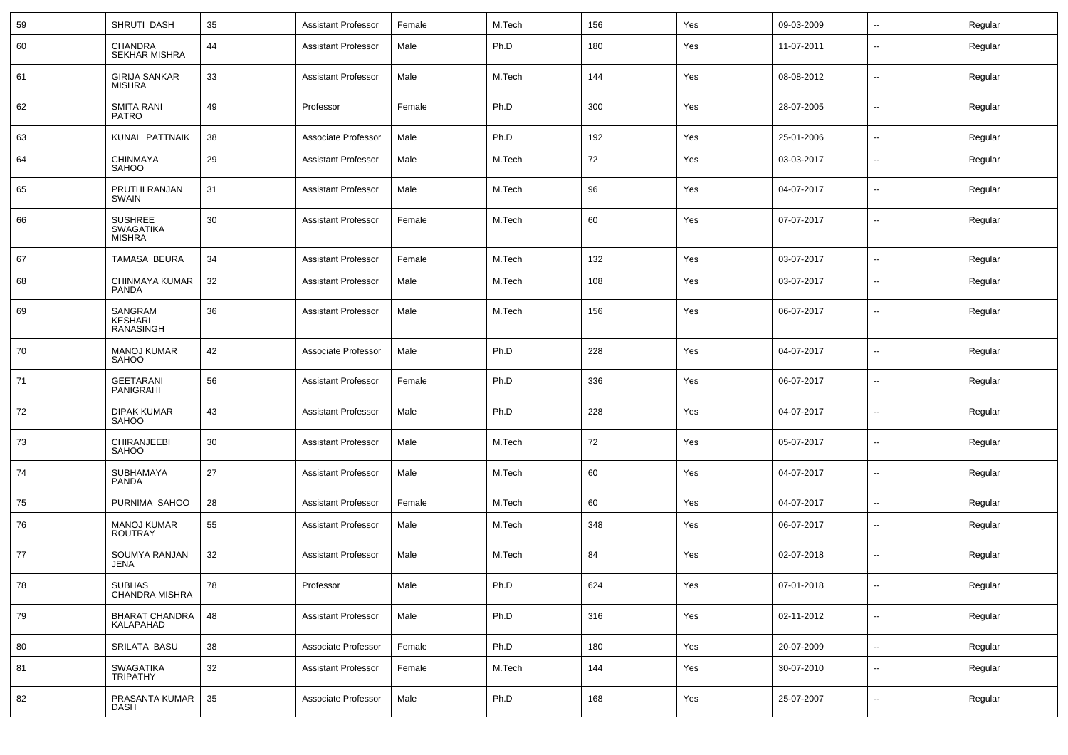| 59 | SHRUTI DASH | 35 | Assistant Professor | Female | M.Tech | 156 | Yes | 09-03-2009 | -- | Regular |
|---|---|---|---|---|---|---|---|---|---|---|
| 60 | CHANDRA SEKHAR MISHRA | 44 | Assistant Professor | Male | Ph.D | 180 | Yes | 11-07-2011 | -- | Regular |
| 61 | GIRIJA SANKAR MISHRA | 33 | Assistant Professor | Male | M.Tech | 144 | Yes | 08-08-2012 | -- | Regular |
| 62 | SMITA RANI PATRO | 49 | Professor | Female | Ph.D | 300 | Yes | 28-07-2005 | -- | Regular |
| 63 | KUNAL PATTNAIK | 38 | Associate Professor | Male | Ph.D | 192 | Yes | 25-01-2006 | -- | Regular |
| 64 | CHINMAYA SAHOO | 29 | Assistant Professor | Male | M.Tech | 72 | Yes | 03-03-2017 | -- | Regular |
| 65 | PRUTHI RANJAN SWAIN | 31 | Assistant Professor | Male | M.Tech | 96 | Yes | 04-07-2017 | -- | Regular |
| 66 | SUSHREE SWAGATIKA MISHRA | 30 | Assistant Professor | Female | M.Tech | 60 | Yes | 07-07-2017 | -- | Regular |
| 67 | TAMASA BEURA | 34 | Assistant Professor | Female | M.Tech | 132 | Yes | 03-07-2017 | -- | Regular |
| 68 | CHINMAYA KUMAR PANDA | 32 | Assistant Professor | Male | M.Tech | 108 | Yes | 03-07-2017 | -- | Regular |
| 69 | SANGRAM KESHARI RANASINGH | 36 | Assistant Professor | Male | M.Tech | 156 | Yes | 06-07-2017 | -- | Regular |
| 70 | MANOJ KUMAR SAHOO | 42 | Associate Professor | Male | Ph.D | 228 | Yes | 04-07-2017 | -- | Regular |
| 71 | GEETARANI PANIGRAHI | 56 | Assistant Professor | Female | Ph.D | 336 | Yes | 06-07-2017 | -- | Regular |
| 72 | DIPAK KUMAR SAHOO | 43 | Assistant Professor | Male | Ph.D | 228 | Yes | 04-07-2017 | -- | Regular |
| 73 | CHIRANJEEBI SAHOO | 30 | Assistant Professor | Male | M.Tech | 72 | Yes | 05-07-2017 | -- | Regular |
| 74 | SUBHAMAYA PANDA | 27 | Assistant Professor | Male | M.Tech | 60 | Yes | 04-07-2017 | -- | Regular |
| 75 | PURNIMA SAHOO | 28 | Assistant Professor | Female | M.Tech | 60 | Yes | 04-07-2017 | -- | Regular |
| 76 | MANOJ KUMAR ROUTRAY | 55 | Assistant Professor | Male | M.Tech | 348 | Yes | 06-07-2017 | -- | Regular |
| 77 | SOUMYA RANJAN JENA | 32 | Assistant Professor | Male | M.Tech | 84 | Yes | 02-07-2018 | -- | Regular |
| 78 | SUBHAS CHANDRA MISHRA | 78 | Professor | Male | Ph.D | 624 | Yes | 07-01-2018 | -- | Regular |
| 79 | BHARAT CHANDRA KALAPAHAD | 48 | Assistant Professor | Male | Ph.D | 316 | Yes | 02-11-2012 | -- | Regular |
| 80 | SRILATA BASU | 38 | Associate Professor | Female | Ph.D | 180 | Yes | 20-07-2009 | -- | Regular |
| 81 | SWAGATIKA TRIPATHY | 32 | Assistant Professor | Female | M.Tech | 144 | Yes | 30-07-2010 | -- | Regular |
| 82 | PRASANTA KUMAR DASH | 35 | Associate Professor | Male | Ph.D | 168 | Yes | 25-07-2007 | -- | Regular |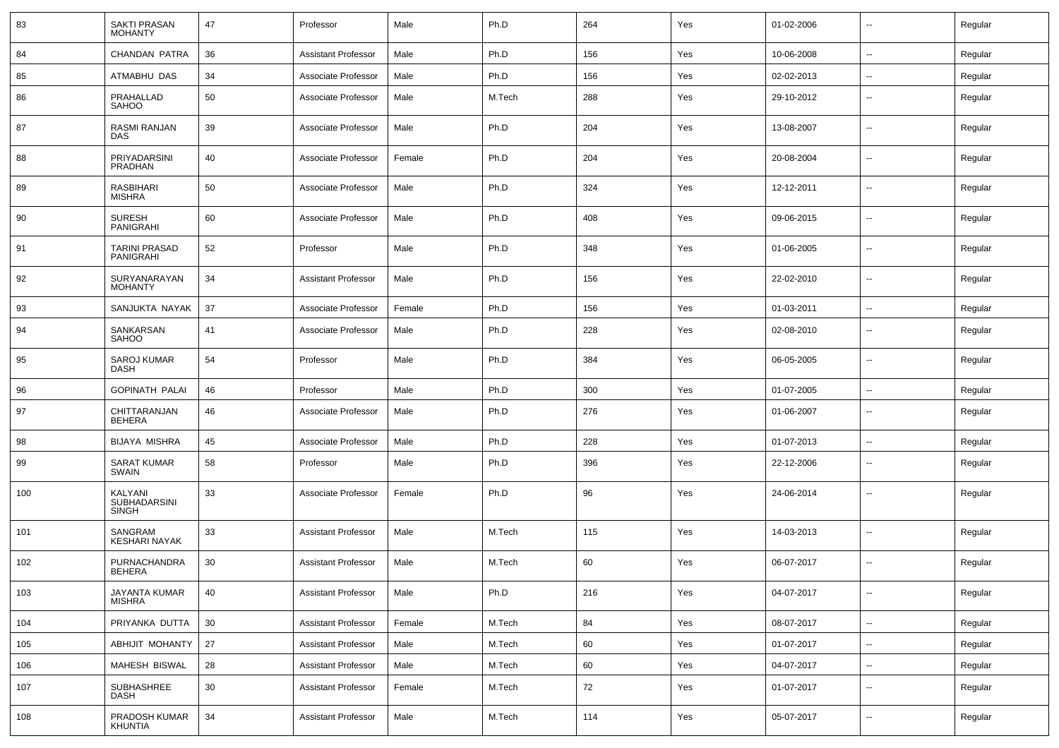| 83 | SAKTI PRASAN MOHANTY | 47 | Professor | Male | Ph.D | 264 | Yes | 01-02-2006 | -- | Regular |
|---|---|---|---|---|---|---|---|---|---|---|
| 84 | CHANDAN PATRA | 36 | Assistant Professor | Male | Ph.D | 156 | Yes | 10-06-2008 | -- | Regular |
| 85 | ATMABHU DAS | 34 | Associate Professor | Male | Ph.D | 156 | Yes | 02-02-2013 | -- | Regular |
| 86 | PRAHALLAD SAHOO | 50 | Associate Professor | Male | M.Tech | 288 | Yes | 29-10-2012 | -- | Regular |
| 87 | RASMI RANJAN DAS | 39 | Associate Professor | Male | Ph.D | 204 | Yes | 13-08-2007 | -- | Regular |
| 88 | PRIYADARSINI PRADHAN | 40 | Associate Professor | Female | Ph.D | 204 | Yes | 20-08-2004 | -- | Regular |
| 89 | RASBIHARI MISHRA | 50 | Associate Professor | Male | Ph.D | 324 | Yes | 12-12-2011 | -- | Regular |
| 90 | SURESH PANIGRAHI | 60 | Associate Professor | Male | Ph.D | 408 | Yes | 09-06-2015 | -- | Regular |
| 91 | TARINI PRASAD PANIGRAHI | 52 | Professor | Male | Ph.D | 348 | Yes | 01-06-2005 | -- | Regular |
| 92 | SURYANARAYAN MOHANTY | 34 | Assistant Professor | Male | Ph.D | 156 | Yes | 22-02-2010 | -- | Regular |
| 93 | SANJUKTA NAYAK | 37 | Associate Professor | Female | Ph.D | 156 | Yes | 01-03-2011 | -- | Regular |
| 94 | SANKARSAN SAHOO | 41 | Associate Professor | Male | Ph.D | 228 | Yes | 02-08-2010 | -- | Regular |
| 95 | SAROJ KUMAR DASH | 54 | Professor | Male | Ph.D | 384 | Yes | 06-05-2005 | -- | Regular |
| 96 | GOPINATH PALAI | 46 | Professor | Male | Ph.D | 300 | Yes | 01-07-2005 | -- | Regular |
| 97 | CHITTARANJAN BEHERA | 46 | Associate Professor | Male | Ph.D | 276 | Yes | 01-06-2007 | -- | Regular |
| 98 | BIJAYA MISHRA | 45 | Associate Professor | Male | Ph.D | 228 | Yes | 01-07-2013 | -- | Regular |
| 99 | SARAT KUMAR SWAIN | 58 | Professor | Male | Ph.D | 396 | Yes | 22-12-2006 | -- | Regular |
| 100 | KALYANI SUBHADARSINI SINGH | 33 | Associate Professor | Female | Ph.D | 96 | Yes | 24-06-2014 | -- | Regular |
| 101 | SANGRAM KESHARI NAYAK | 33 | Assistant Professor | Male | M.Tech | 115 | Yes | 14-03-2013 | -- | Regular |
| 102 | PURNACHANDRA BEHERA | 30 | Assistant Professor | Male | M.Tech | 60 | Yes | 06-07-2017 | -- | Regular |
| 103 | JAYANTA KUMAR MISHRA | 40 | Assistant Professor | Male | Ph.D | 216 | Yes | 04-07-2017 | -- | Regular |
| 104 | PRIYANKA DUTTA | 30 | Assistant Professor | Female | M.Tech | 84 | Yes | 08-07-2017 | -- | Regular |
| 105 | ABHIJIT MOHANTY | 27 | Assistant Professor | Male | M.Tech | 60 | Yes | 01-07-2017 | -- | Regular |
| 106 | MAHESH BISWAL | 28 | Assistant Professor | Male | M.Tech | 60 | Yes | 04-07-2017 | -- | Regular |
| 107 | SUBHASHREE DASH | 30 | Assistant Professor | Female | M.Tech | 72 | Yes | 01-07-2017 | -- | Regular |
| 108 | PRADOSH KUMAR KHUNTIA | 34 | Assistant Professor | Male | M.Tech | 114 | Yes | 05-07-2017 | -- | Regular |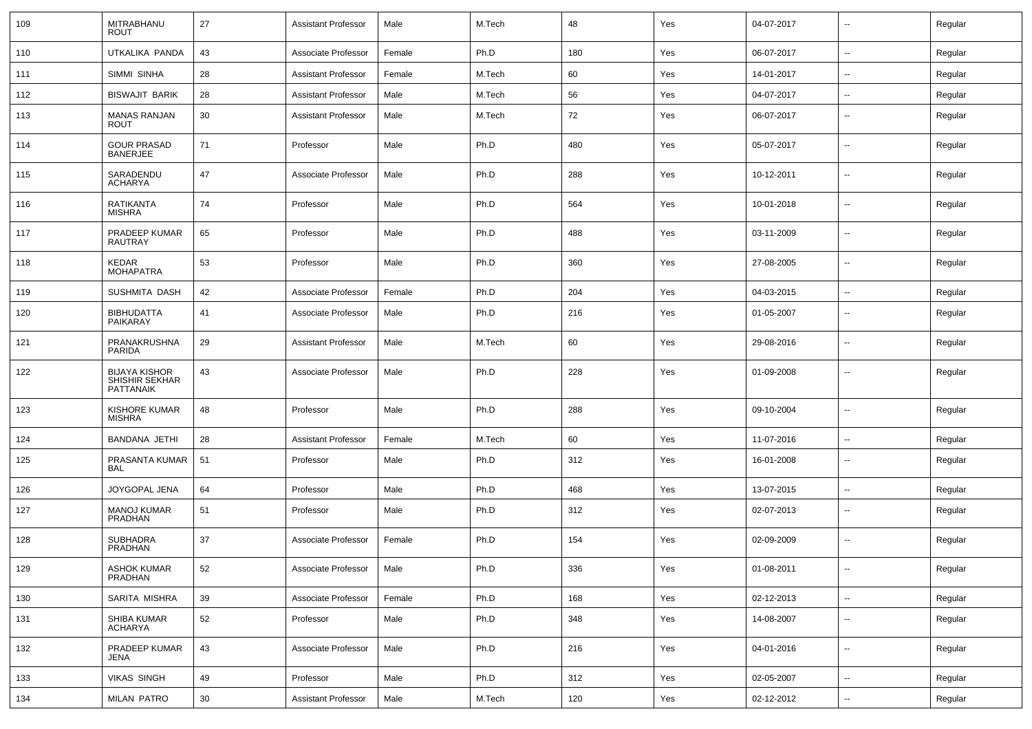| 109 | MITRABHANU ROUT | 27 | Assistant Professor | Male | M.Tech | 48 | Yes | 04-07-2017 | -- | Regular |
|---|---|---|---|---|---|---|---|---|---|---|
| 110 | UTKALIKA PANDA | 43 | Associate Professor | Female | Ph.D | 180 | Yes | 06-07-2017 | -- | Regular |
| 111 | SIMMI SINHA | 28 | Assistant Professor | Female | M.Tech | 60 | Yes | 14-01-2017 | -- | Regular |
| 112 | BISWAJIT BARIK | 28 | Assistant Professor | Male | M.Tech | 56 | Yes | 04-07-2017 | -- | Regular |
| 113 | MANAS RANJAN ROUT | 30 | Assistant Professor | Male | M.Tech | 72 | Yes | 06-07-2017 | -- | Regular |
| 114 | GOUR PRASAD BANERJEE | 71 | Professor | Male | Ph.D | 480 | Yes | 05-07-2017 | -- | Regular |
| 115 | SARADENDU ACHARYA | 47 | Associate Professor | Male | Ph.D | 288 | Yes | 10-12-2011 | -- | Regular |
| 116 | RATIKANTA MISHRA | 74 | Professor | Male | Ph.D | 564 | Yes | 10-01-2018 | -- | Regular |
| 117 | PRADEEP KUMAR RAUTRAY | 65 | Professor | Male | Ph.D | 488 | Yes | 03-11-2009 | -- | Regular |
| 118 | KEDAR MOHAPATRA | 53 | Professor | Male | Ph.D | 360 | Yes | 27-08-2005 | -- | Regular |
| 119 | SUSHMITA DASH | 42 | Associate Professor | Female | Ph.D | 204 | Yes | 04-03-2015 | -- | Regular |
| 120 | BIBHUDATTA PAIKARAY | 41 | Associate Professor | Male | Ph.D | 216 | Yes | 01-05-2007 | -- | Regular |
| 121 | PRANAKRUSHNA PARIDA | 29 | Assistant Professor | Male | M.Tech | 60 | Yes | 29-08-2016 | -- | Regular |
| 122 | BIJAYA KISHOR SHISHIR SEKHAR PATTANAIK | 43 | Associate Professor | Male | Ph.D | 228 | Yes | 01-09-2008 | -- | Regular |
| 123 | KISHORE KUMAR MISHRA | 48 | Professor | Male | Ph.D | 288 | Yes | 09-10-2004 | -- | Regular |
| 124 | BANDANA JETHI | 28 | Assistant Professor | Female | M.Tech | 60 | Yes | 11-07-2016 | -- | Regular |
| 125 | PRASANTA KUMAR BAL | 51 | Professor | Male | Ph.D | 312 | Yes | 16-01-2008 | -- | Regular |
| 126 | JOYGOPAL JENA | 64 | Professor | Male | Ph.D | 468 | Yes | 13-07-2015 | -- | Regular |
| 127 | MANOJ KUMAR PRADHAN | 51 | Professor | Male | Ph.D | 312 | Yes | 02-07-2013 | -- | Regular |
| 128 | SUBHADRA PRADHAN | 37 | Associate Professor | Female | Ph.D | 154 | Yes | 02-09-2009 | -- | Regular |
| 129 | ASHOK KUMAR PRADHAN | 52 | Associate Professor | Male | Ph.D | 336 | Yes | 01-08-2011 | -- | Regular |
| 130 | SARITA MISHRA | 39 | Associate Professor | Female | Ph.D | 168 | Yes | 02-12-2013 | -- | Regular |
| 131 | SHIBA KUMAR ACHARYA | 52 | Professor | Male | Ph.D | 348 | Yes | 14-08-2007 | -- | Regular |
| 132 | PRADEEP KUMAR JENA | 43 | Associate Professor | Male | Ph.D | 216 | Yes | 04-01-2016 | -- | Regular |
| 133 | VIKAS SINGH | 49 | Professor | Male | Ph.D | 312 | Yes | 02-05-2007 | -- | Regular |
| 134 | MILAN PATRO | 30 | Assistant Professor | Male | M.Tech | 120 | Yes | 02-12-2012 | -- | Regular |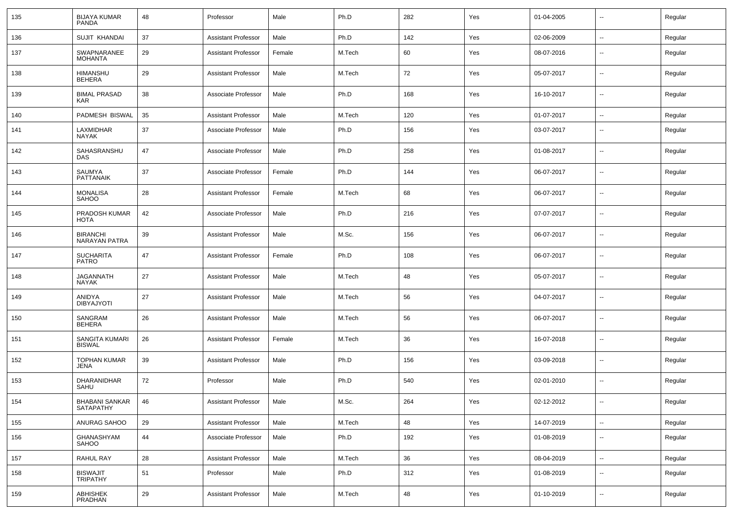| | | | | | | | | | | |
|---|---|---|---|---|---|---|---|---|---|---|
| 135 | BIJAYA KUMAR PANDA | 48 | Professor | Male | Ph.D | 282 | Yes | 01-04-2005 | -- | Regular |
| 136 | SUJIT KHANDAI | 37 | Assistant Professor | Male | Ph.D | 142 | Yes | 02-06-2009 | -- | Regular |
| 137 | SWAPNARANEE MOHANTA | 29 | Assistant Professor | Female | M.Tech | 60 | Yes | 08-07-2016 | -- | Regular |
| 138 | HIMANSHU BEHERA | 29 | Assistant Professor | Male | M.Tech | 72 | Yes | 05-07-2017 | -- | Regular |
| 139 | BIMAL PRASAD KAR | 38 | Associate Professor | Male | Ph.D | 168 | Yes | 16-10-2017 | -- | Regular |
| 140 | PADMESH BISWAL | 35 | Assistant Professor | Male | M.Tech | 120 | Yes | 01-07-2017 | -- | Regular |
| 141 | LAXMIDHAR NAYAK | 37 | Associate Professor | Male | Ph.D | 156 | Yes | 03-07-2017 | -- | Regular |
| 142 | SAHASRANSHU DAS | 47 | Associate Professor | Male | Ph.D | 258 | Yes | 01-08-2017 | -- | Regular |
| 143 | SAUMYA PATTANAIK | 37 | Associate Professor | Female | Ph.D | 144 | Yes | 06-07-2017 | -- | Regular |
| 144 | MONALISA SAHOO | 28 | Assistant Professor | Female | M.Tech | 68 | Yes | 06-07-2017 | -- | Regular |
| 145 | PRADOSH KUMAR HOTA | 42 | Associate Professor | Male | Ph.D | 216 | Yes | 07-07-2017 | -- | Regular |
| 146 | BIRANCHI NARAYAN PATRA | 39 | Assistant Professor | Male | M.Sc. | 156 | Yes | 06-07-2017 | -- | Regular |
| 147 | SUCHARITA PATRO | 47 | Assistant Professor | Female | Ph.D | 108 | Yes | 06-07-2017 | -- | Regular |
| 148 | JAGANNATH NAYAK | 27 | Assistant Professor | Male | M.Tech | 48 | Yes | 05-07-2017 | -- | Regular |
| 149 | ANIDYA DIBYAJYOTI | 27 | Assistant Professor | Male | M.Tech | 56 | Yes | 04-07-2017 | -- | Regular |
| 150 | SANGRAM BEHERA | 26 | Assistant Professor | Male | M.Tech | 56 | Yes | 06-07-2017 | -- | Regular |
| 151 | SANGITA KUMARI BISWAL | 26 | Assistant Professor | Female | M.Tech | 36 | Yes | 16-07-2018 | -- | Regular |
| 152 | TOPHAN KUMAR JENA | 39 | Assistant Professor | Male | Ph.D | 156 | Yes | 03-09-2018 | -- | Regular |
| 153 | DHARANIDHAR SAHU | 72 | Professor | Male | Ph.D | 540 | Yes | 02-01-2010 | -- | Regular |
| 154 | BHABANI SANKAR SATAPATHY | 46 | Assistant Professor | Male | M.Sc. | 264 | Yes | 02-12-2012 | -- | Regular |
| 155 | ANURAG SAHOO | 29 | Assistant Professor | Male | M.Tech | 48 | Yes | 14-07-2019 | -- | Regular |
| 156 | GHANASHYAM SAHOO | 44 | Associate Professor | Male | Ph.D | 192 | Yes | 01-08-2019 | -- | Regular |
| 157 | RAHUL RAY | 28 | Assistant Professor | Male | M.Tech | 36 | Yes | 08-04-2019 | -- | Regular |
| 158 | BISWAJIT TRIPATHY | 51 | Professor | Male | Ph.D | 312 | Yes | 01-08-2019 | -- | Regular |
| 159 | ABHISHEK PRADHAN | 29 | Assistant Professor | Male | M.Tech | 48 | Yes | 01-10-2019 | -- | Regular |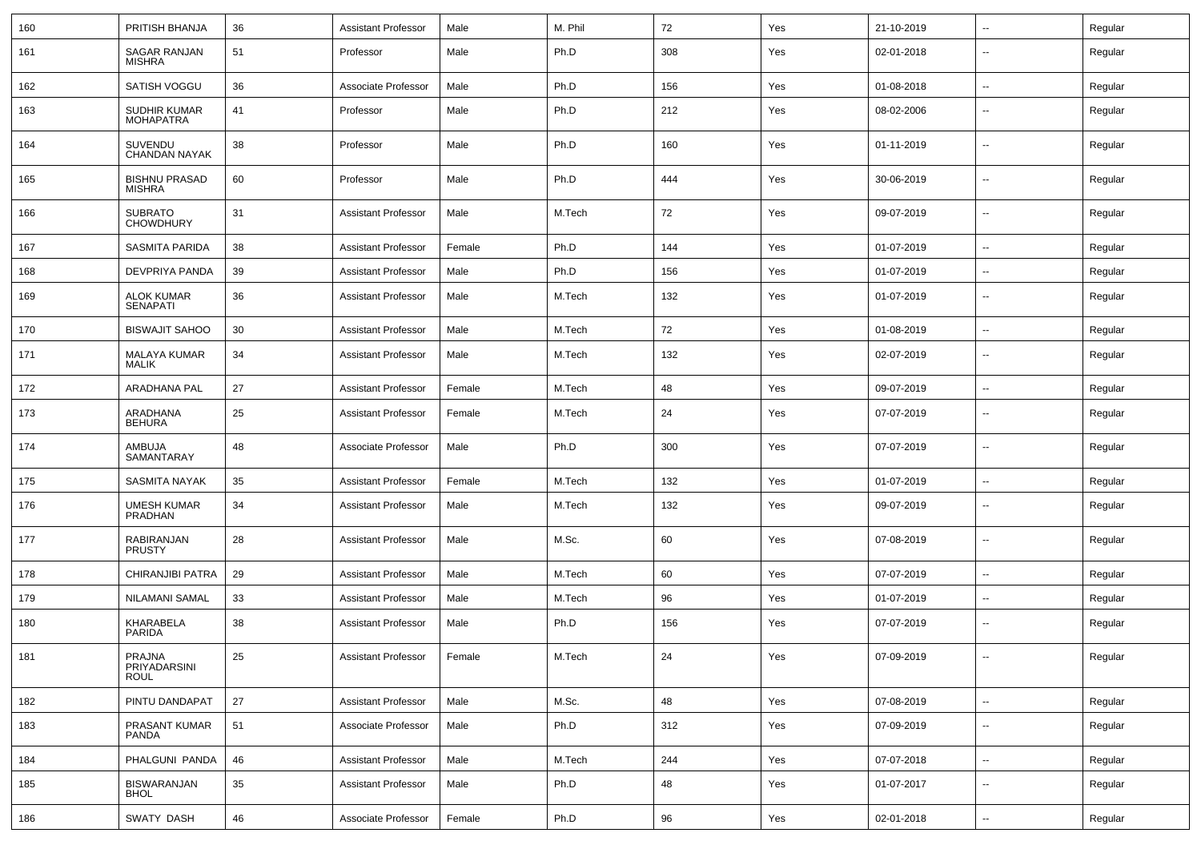| 160 | PRITISH BHANJA | 36 | Assistant Professor | Male | M. Phil | 72 | Yes | 21-10-2019 | -- | Regular |
|---|---|---|---|---|---|---|---|---|---|---|
| 161 | SAGAR RANJAN MISHRA | 51 | Professor | Male | Ph.D | 308 | Yes | 02-01-2018 | -- | Regular |
| 162 | SATISH VOGGU | 36 | Associate Professor | Male | Ph.D | 156 | Yes | 01-08-2018 | -- | Regular |
| 163 | SUDHIR KUMAR MOHAPATRA | 41 | Professor | Male | Ph.D | 212 | Yes | 08-02-2006 | -- | Regular |
| 164 | SUVENDU CHANDAN NAYAK | 38 | Professor | Male | Ph.D | 160 | Yes | 01-11-2019 | -- | Regular |
| 165 | BISHNU PRASAD MISHRA | 60 | Professor | Male | Ph.D | 444 | Yes | 30-06-2019 | -- | Regular |
| 166 | SUBRATO CHOWDHURY | 31 | Assistant Professor | Male | M.Tech | 72 | Yes | 09-07-2019 | -- | Regular |
| 167 | SASMITA PARIDA | 38 | Assistant Professor | Female | Ph.D | 144 | Yes | 01-07-2019 | -- | Regular |
| 168 | DEVPRIYA PANDA | 39 | Assistant Professor | Male | Ph.D | 156 | Yes | 01-07-2019 | -- | Regular |
| 169 | ALOK KUMAR SENAPATI | 36 | Assistant Professor | Male | M.Tech | 132 | Yes | 01-07-2019 | -- | Regular |
| 170 | BISWAJIT SAHOO | 30 | Assistant Professor | Male | M.Tech | 72 | Yes | 01-08-2019 | -- | Regular |
| 171 | MALAYA KUMAR MALIK | 34 | Assistant Professor | Male | M.Tech | 132 | Yes | 02-07-2019 | -- | Regular |
| 172 | ARADHANA PAL | 27 | Assistant Professor | Female | M.Tech | 48 | Yes | 09-07-2019 | -- | Regular |
| 173 | ARADHANA BEHURA | 25 | Assistant Professor | Female | M.Tech | 24 | Yes | 07-07-2019 | -- | Regular |
| 174 | AMBUJA SAMANTARAY | 48 | Associate Professor | Male | Ph.D | 300 | Yes | 07-07-2019 | -- | Regular |
| 175 | SASMITA NAYAK | 35 | Assistant Professor | Female | M.Tech | 132 | Yes | 01-07-2019 | -- | Regular |
| 176 | UMESH KUMAR PRADHAN | 34 | Assistant Professor | Male | M.Tech | 132 | Yes | 09-07-2019 | -- | Regular |
| 177 | RABIRANJAN PRUSTY | 28 | Assistant Professor | Male | M.Sc. | 60 | Yes | 07-08-2019 | -- | Regular |
| 178 | CHIRANJIBI PATRA | 29 | Assistant Professor | Male | M.Tech | 60 | Yes | 07-07-2019 | -- | Regular |
| 179 | NILAMANI SAMAL | 33 | Assistant Professor | Male | M.Tech | 96 | Yes | 01-07-2019 | -- | Regular |
| 180 | KHARABELA PARIDA | 38 | Assistant Professor | Male | Ph.D | 156 | Yes | 07-07-2019 | -- | Regular |
| 181 | PRAJNA PRIYADARSINI ROUL | 25 | Assistant Professor | Female | M.Tech | 24 | Yes | 07-09-2019 | -- | Regular |
| 182 | PINTU DANDAPAT | 27 | Assistant Professor | Male | M.Sc. | 48 | Yes | 07-08-2019 | -- | Regular |
| 183 | PRASANT KUMAR PANDA | 51 | Associate Professor | Male | Ph.D | 312 | Yes | 07-09-2019 | -- | Regular |
| 184 | PHALGUNI PANDA | 46 | Assistant Professor | Male | M.Tech | 244 | Yes | 07-07-2018 | -- | Regular |
| 185 | BISWARANJAN BHOL | 35 | Assistant Professor | Male | Ph.D | 48 | Yes | 01-07-2017 | -- | Regular |
| 186 | SWATY DASH | 46 | Associate Professor | Female | Ph.D | 96 | Yes | 02-01-2018 | -- | Regular |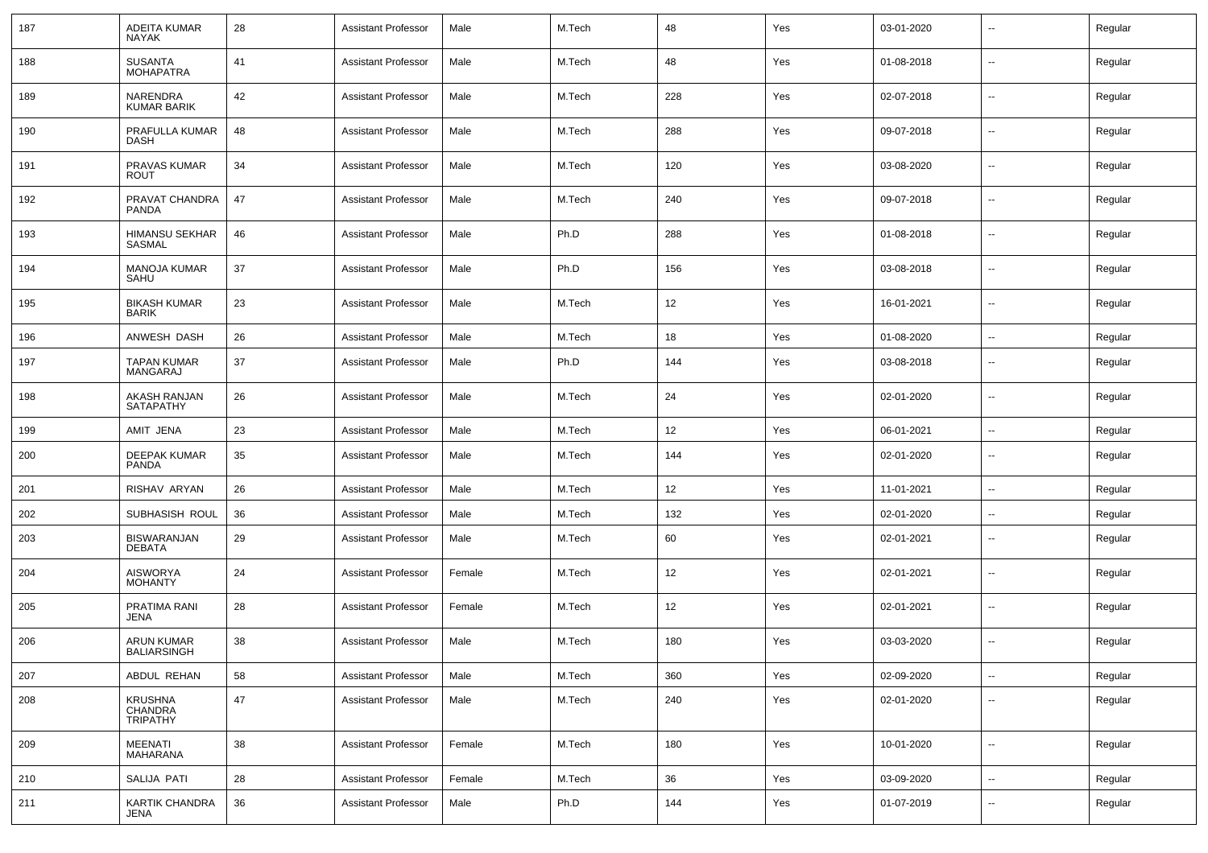| | | | | | | | | | | |
|---|---|---|---|---|---|---|---|---|---|---|
| 187 | ADEITA KUMAR NAYAK | 28 | Assistant Professor | Male | M.Tech | 48 | Yes | 03-01-2020 | -- | Regular |
| 188 | SUSANTA MOHAPATRA | 41 | Assistant Professor | Male | M.Tech | 48 | Yes | 01-08-2018 | -- | Regular |
| 189 | NARENDRA KUMAR BARIK | 42 | Assistant Professor | Male | M.Tech | 228 | Yes | 02-07-2018 | -- | Regular |
| 190 | PRAFULLA KUMAR DASH | 48 | Assistant Professor | Male | M.Tech | 288 | Yes | 09-07-2018 | -- | Regular |
| 191 | PRAVAS KUMAR ROUT | 34 | Assistant Professor | Male | M.Tech | 120 | Yes | 03-08-2020 | -- | Regular |
| 192 | PRAVAT CHANDRA PANDA | 47 | Assistant Professor | Male | M.Tech | 240 | Yes | 09-07-2018 | -- | Regular |
| 193 | HIMANSU SEKHAR SASMAL | 46 | Assistant Professor | Male | Ph.D | 288 | Yes | 01-08-2018 | -- | Regular |
| 194 | MANOJA KUMAR SAHU | 37 | Assistant Professor | Male | Ph.D | 156 | Yes | 03-08-2018 | -- | Regular |
| 195 | BIKASH KUMAR BARIK | 23 | Assistant Professor | Male | M.Tech | 12 | Yes | 16-01-2021 | -- | Regular |
| 196 | ANWESH DASH | 26 | Assistant Professor | Male | M.Tech | 18 | Yes | 01-08-2020 | -- | Regular |
| 197 | TAPAN KUMAR MANGARAJ | 37 | Assistant Professor | Male | Ph.D | 144 | Yes | 03-08-2018 | -- | Regular |
| 198 | AKASH RANJAN SATAPATHY | 26 | Assistant Professor | Male | M.Tech | 24 | Yes | 02-01-2020 | -- | Regular |
| 199 | AMIT JENA | 23 | Assistant Professor | Male | M.Tech | 12 | Yes | 06-01-2021 | -- | Regular |
| 200 | DEEPAK KUMAR PANDA | 35 | Assistant Professor | Male | M.Tech | 144 | Yes | 02-01-2020 | -- | Regular |
| 201 | RISHAV ARYAN | 26 | Assistant Professor | Male | M.Tech | 12 | Yes | 11-01-2021 | -- | Regular |
| 202 | SUBHASISH ROUL | 36 | Assistant Professor | Male | M.Tech | 132 | Yes | 02-01-2020 | -- | Regular |
| 203 | BISWARANJAN DEBATA | 29 | Assistant Professor | Male | M.Tech | 60 | Yes | 02-01-2021 | -- | Regular |
| 204 | AISWORYA MOHANTY | 24 | Assistant Professor | Female | M.Tech | 12 | Yes | 02-01-2021 | -- | Regular |
| 205 | PRATIMA RANI JENA | 28 | Assistant Professor | Female | M.Tech | 12 | Yes | 02-01-2021 | -- | Regular |
| 206 | ARUN KUMAR BALIARSINGH | 38 | Assistant Professor | Male | M.Tech | 180 | Yes | 03-03-2020 | -- | Regular |
| 207 | ABDUL REHAN | 58 | Assistant Professor | Male | M.Tech | 360 | Yes | 02-09-2020 | -- | Regular |
| 208 | KRUSHNA CHANDRA TRIPATHY | 47 | Assistant Professor | Male | M.Tech | 240 | Yes | 02-01-2020 | -- | Regular |
| 209 | MEENATI MAHARANA | 38 | Assistant Professor | Female | M.Tech | 180 | Yes | 10-01-2020 | -- | Regular |
| 210 | SALIJA PATI | 28 | Assistant Professor | Female | M.Tech | 36 | Yes | 03-09-2020 | -- | Regular |
| 211 | KARTIK CHANDRA JENA | 36 | Assistant Professor | Male | Ph.D | 144 | Yes | 01-07-2019 | -- | Regular |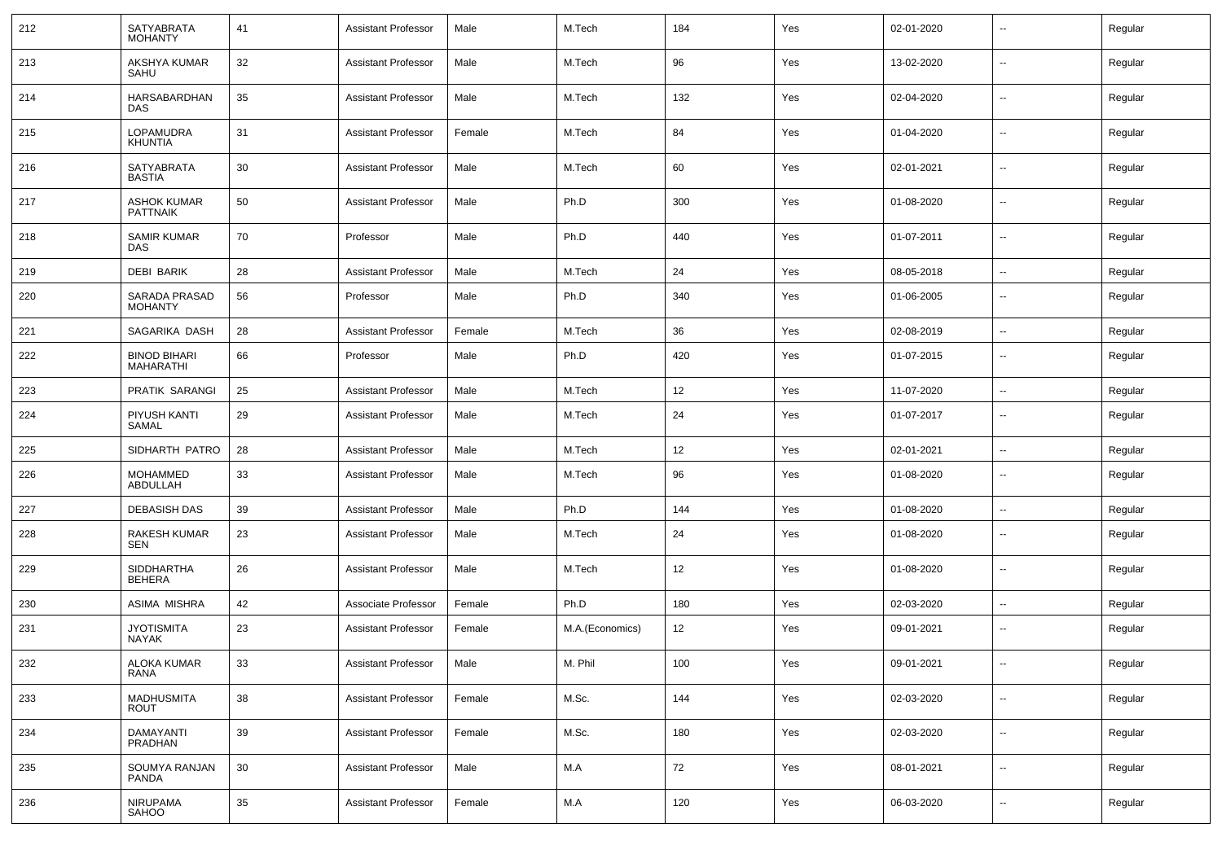| 212 | SATYABRATA MOHANTY | 41 | Assistant Professor | Male | M.Tech | 184 | Yes | 02-01-2020 | -- | Regular |
|---|---|---|---|---|---|---|---|---|---|---|
| 213 | AKSHYA KUMAR SAHU | 32 | Assistant Professor | Male | M.Tech | 96 | Yes | 13-02-2020 | -- | Regular |
| 214 | HARSABARDHAN DAS | 35 | Assistant Professor | Male | M.Tech | 132 | Yes | 02-04-2020 | -- | Regular |
| 215 | LOPAMUDRA KHUNTIA | 31 | Assistant Professor | Female | M.Tech | 84 | Yes | 01-04-2020 | -- | Regular |
| 216 | SATYABRATA BASTIA | 30 | Assistant Professor | Male | M.Tech | 60 | Yes | 02-01-2021 | -- | Regular |
| 217 | ASHOK KUMAR PATTNAIK | 50 | Assistant Professor | Male | Ph.D | 300 | Yes | 01-08-2020 | -- | Regular |
| 218 | SAMIR KUMAR DAS | 70 | Professor | Male | Ph.D | 440 | Yes | 01-07-2011 | -- | Regular |
| 219 | DEBI BARIK | 28 | Assistant Professor | Male | M.Tech | 24 | Yes | 08-05-2018 | -- | Regular |
| 220 | SARADA PRASAD MOHANTY | 56 | Professor | Male | Ph.D | 340 | Yes | 01-06-2005 | -- | Regular |
| 221 | SAGARIKA DASH | 28 | Assistant Professor | Female | M.Tech | 36 | Yes | 02-08-2019 | -- | Regular |
| 222 | BINOD BIHARI MAHARATHI | 66 | Professor | Male | Ph.D | 420 | Yes | 01-07-2015 | -- | Regular |
| 223 | PRATIK SARANGI | 25 | Assistant Professor | Male | M.Tech | 12 | Yes | 11-07-2020 | -- | Regular |
| 224 | PIYUSH KANTI SAMAL | 29 | Assistant Professor | Male | M.Tech | 24 | Yes | 01-07-2017 | -- | Regular |
| 225 | SIDHARTH PATRO | 28 | Assistant Professor | Male | M.Tech | 12 | Yes | 02-01-2021 | -- | Regular |
| 226 | MOHAMMED ABDULLAH | 33 | Assistant Professor | Male | M.Tech | 96 | Yes | 01-08-2020 | -- | Regular |
| 227 | DEBASISH DAS | 39 | Assistant Professor | Male | Ph.D | 144 | Yes | 01-08-2020 | -- | Regular |
| 228 | RAKESH KUMAR SEN | 23 | Assistant Professor | Male | M.Tech | 24 | Yes | 01-08-2020 | -- | Regular |
| 229 | SIDDHARTHA BEHERA | 26 | Assistant Professor | Male | M.Tech | 12 | Yes | 01-08-2020 | -- | Regular |
| 230 | ASIMA MISHRA | 42 | Associate Professor | Female | Ph.D | 180 | Yes | 02-03-2020 | -- | Regular |
| 231 | JYOTISMITA NAYAK | 23 | Assistant Professor | Female | M.A.(Economics) | 12 | Yes | 09-01-2021 | -- | Regular |
| 232 | ALOKA KUMAR RANA | 33 | Assistant Professor | Male | M. Phil | 100 | Yes | 09-01-2021 | -- | Regular |
| 233 | MADHUSMITA ROUT | 38 | Assistant Professor | Female | M.Sc. | 144 | Yes | 02-03-2020 | -- | Regular |
| 234 | DAMAYANTI PRADHAN | 39 | Assistant Professor | Female | M.Sc. | 180 | Yes | 02-03-2020 | -- | Regular |
| 235 | SOUMYA RANJAN PANDA | 30 | Assistant Professor | Male | M.A | 72 | Yes | 08-01-2021 | -- | Regular |
| 236 | NIRUPAMA SAHOO | 35 | Assistant Professor | Female | M.A | 120 | Yes | 06-03-2020 | -- | Regular |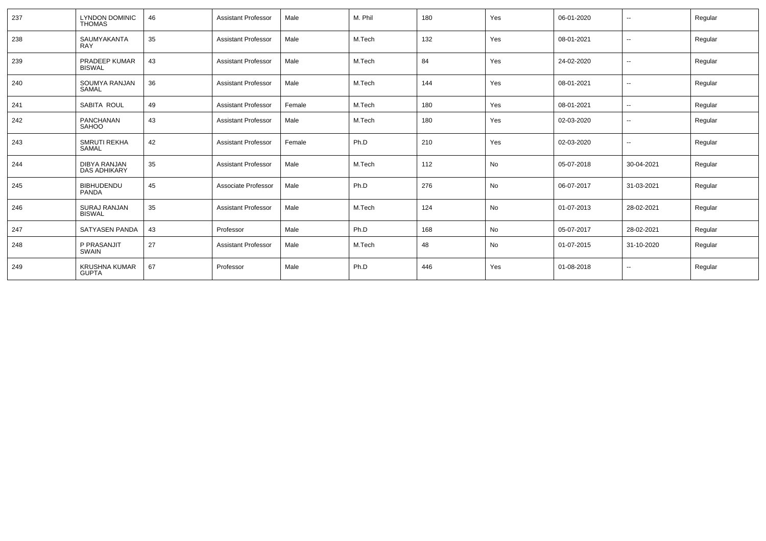| 237 | LYNDON DOMINIC THOMAS | 46 | Assistant Professor | Male | M. Phil | 180 | Yes | 06-01-2020 | -- | Regular |
|---|---|---|---|---|---|---|---|---|---|---|
| 238 | SAUMYAKANTA RAY | 35 | Assistant Professor | Male | M.Tech | 132 | Yes | 08-01-2021 | -- | Regular |
| 239 | PRADEEP KUMAR BISWAL | 43 | Assistant Professor | Male | M.Tech | 84 | Yes | 24-02-2020 | -- | Regular |
| 240 | SOUMYA RANJAN SAMAL | 36 | Assistant Professor | Male | M.Tech | 144 | Yes | 08-01-2021 | -- | Regular |
| 241 | SABITA ROUL | 49 | Assistant Professor | Female | M.Tech | 180 | Yes | 08-01-2021 | -- | Regular |
| 242 | PANCHANAN SAHOO | 43 | Assistant Professor | Male | M.Tech | 180 | Yes | 02-03-2020 | -- | Regular |
| 243 | SMRUTI REKHA SAMAL | 42 | Assistant Professor | Female | Ph.D | 210 | Yes | 02-03-2020 | -- | Regular |
| 244 | DIBYA RANJAN DAS ADHIKARY | 35 | Assistant Professor | Male | M.Tech | 112 | No | 05-07-2018 | 30-04-2021 | Regular |
| 245 | BIBHUDENDU PANDA | 45 | Associate Professor | Male | Ph.D | 276 | No | 06-07-2017 | 31-03-2021 | Regular |
| 246 | SURAJ RANJAN BISWAL | 35 | Assistant Professor | Male | M.Tech | 124 | No | 01-07-2013 | 28-02-2021 | Regular |
| 247 | SATYASEN PANDA | 43 | Professor | Male | Ph.D | 168 | No | 05-07-2017 | 28-02-2021 | Regular |
| 248 | P PRASANJIT SWAIN | 27 | Assistant Professor | Male | M.Tech | 48 | No | 01-07-2015 | 31-10-2020 | Regular |
| 249 | KRUSHNA KUMAR GUPTA | 67 | Professor | Male | Ph.D | 446 | Yes | 01-08-2018 | -- | Regular |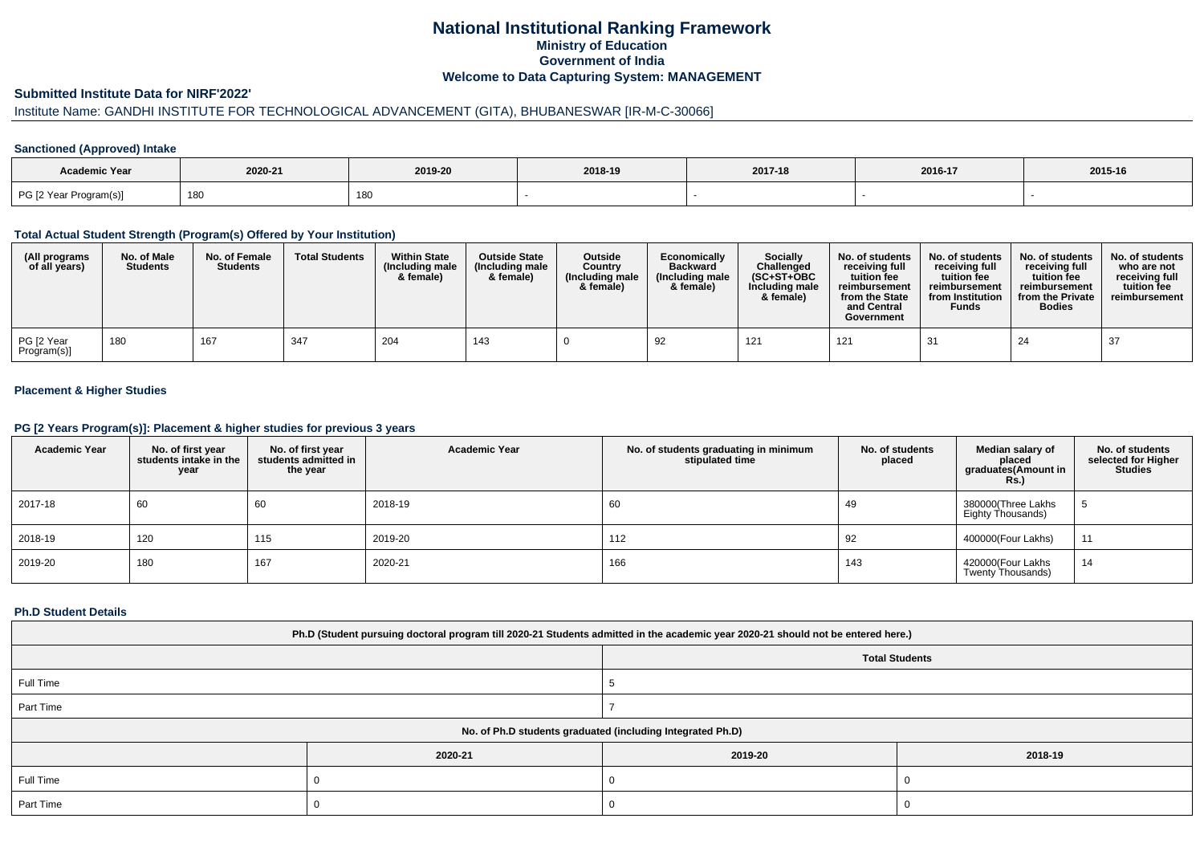# National Institutional Ranking Framework
## Ministry of Education
## Government of India
## Welcome to Data Capturing System: MANAGEMENT

### Submitted Institute Data for NIRF'2022'

Institute Name: GANDHI INSTITUTE FOR TECHNOLOGICAL ADVANCEMENT (GITA), BHUBANESWAR [IR-M-C-30066]

#### Sanctioned (Approved) Intake

| Academic Year | 2020-21 | 2019-20 | 2018-19 | 2017-18 | 2016-17 | 2015-16 |
|---|---|---|---|---|---|---|
| PG [2 Year Program(s)] | 180 | 180 | - | - | - | - |

#### Total Actual Student Strength (Program(s) Offered by Your Institution)

| (All programs of all years) | No. of Male Students | No. of Female Students | Total Students | Within State (Including male & female) | Outside State (Including male & female) | Outside Country (Including male & female) | Economically Backward (Including male & female) | Socially Challenged (SC+ST+OBC Including male & female) | No. of students receiving full tuition fee reimbursement from the State and Central Government | No. of students receiving full tuition fee reimbursement from Institution Funds | No. of students receiving full tuition fee reimbursement from the Private Bodies | No. of students who are not receiving full tuition fee reimbursement |
|---|---|---|---|---|---|---|---|---|---|---|---|---|
| PG [2 Year Program(s)] | 180 | 167 | 347 | 204 | 143 | 0 | 92 | 121 | 121 | 31 | 24 | 37 |

#### Placement & Higher Studies

#### PG [2 Years Program(s)]: Placement & higher studies for previous 3 years

| Academic Year | No. of first year students intake in the year | No. of first year students admitted in the year | Academic Year | No. of students graduating in minimum stipulated time | No. of students placed | Median salary of placed graduates(Amount in Rs.) | No. of students selected for Higher Studies |
|---|---|---|---|---|---|---|---|
| 2017-18 | 60 | 60 | 2018-19 | 60 | 49 | 380000(Three Lakhs Eighty Thousands) | 5 |
| 2018-19 | 120 | 115 | 2019-20 | 112 | 92 | 400000(Four Lakhs) | 11 |
| 2019-20 | 180 | 167 | 2020-21 | 166 | 143 | 420000(Four Lakhs Twenty Thousands) | 14 |

#### Ph.D Student Details

| Ph.D (Student pursuing doctoral program till 2020-21 Students admitted in the academic year 2020-21 should not be entered here.) | |
|---|---|
| | Total Students |
| Full Time | 5 |
| Part Time | 7 |

| No. of Ph.D students graduated (including Integrated Ph.D) | | | |
|---|---|---|---|
| | 2020-21 | 2019-20 | 2018-19 |
| Full Time | 0 | 0 | 0 |
| Part Time | 0 | 0 | 0 |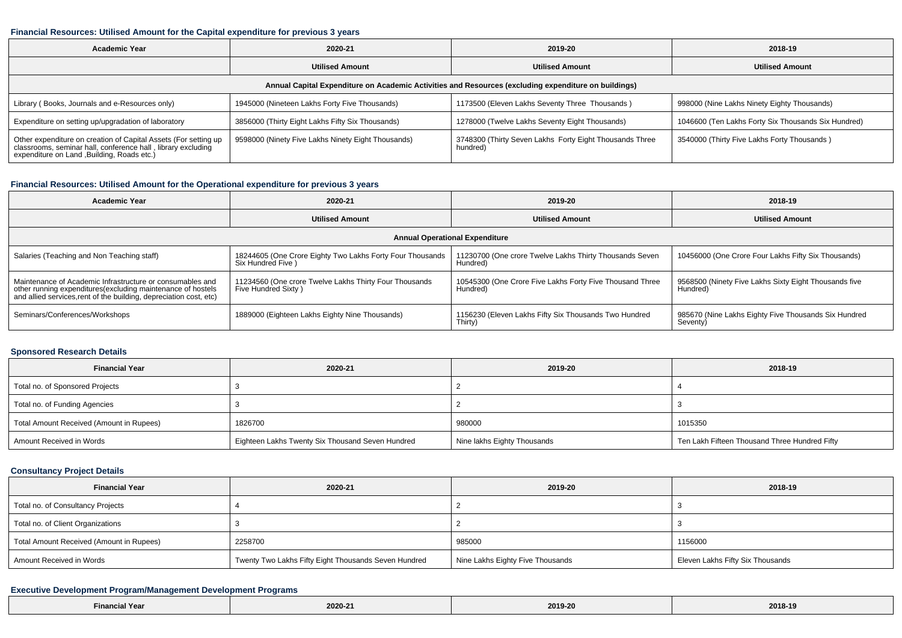### Financial Resources: Utilised Amount for the Capital expenditure for previous 3 years

| Academic Year | 2020-21 | 2019-20 | 2018-19 |
|---|---|---|---|
| | Utilised Amount | Utilised Amount | Utilised Amount |
| Annual Capital Expenditure on Academic Activities and Resources (excluding expenditure on buildings) | | | |
| Library ( Books, Journals and e-Resources only) | 1945000 (Nineteen Lakhs Forty Five Thousands) | 1173500 (Eleven Lakhs Seventy Three Thousands ) | 998000 (Nine Lakhs Ninety Eighty Thousands) |
| Expenditure on setting up/upgradation of laboratory | 3856000 (Thirty Eight Lakhs Fifty Six Thousands) | 1278000 (Twelve Lakhs Seventy Eight Thousands) | 1046600 (Ten Lakhs Forty Six Thousands Six Hundred) |
| Other expenditure on creation of Capital Assets (For setting up classrooms, seminar hall, conference hall , library excluding expenditure on Land ,Building, Roads etc.) | 9598000 (Ninety Five Lakhs Ninety Eight Thousands) | 3748300 (Thirty Seven Lakhs Forty Eight Thousands Three hundred) | 3540000 (Thirty Five Lakhs Forty Thousands ) |

### Financial Resources: Utilised Amount for the Operational expenditure for previous 3 years

| Academic Year | 2020-21 | 2019-20 | 2018-19 |
|---|---|---|---|
| | Utilised Amount | Utilised Amount | Utilised Amount |
| Annual Operational Expenditure | | | |
| Salaries (Teaching and Non Teaching staff) | 18244605 (One Crore Eighty Two Lakhs Forty Four Thousands Six Hundred Five ) | 11230700 (One crore Twelve Lakhs Thirty Thousands Seven Hundred) | 10456000 (One Crore Four Lakhs Fifty Six Thousands) |
| Maintenance of Academic Infrastructure or consumables and other running expenditures(excluding maintenance of hostels and allied services,rent of the building, depreciation cost, etc) | 11234560 (One crore Twelve Lakhs Thirty Four Thousands Five Hundred Sixty ) | 10545300 (One Crore Five Lakhs Forty Five Thousand Three Hundred) | 9568500 (Ninety Five Lakhs Sixty Eight Thousands five Hundred) |
| Seminars/Conferences/Workshops | 1889000 (Eighteen Lakhs Eighty Nine Thousands) | 1156230 (Eleven Lakhs Fifty Six Thousands Two Hundred Thirty) | 985670 (Nine Lakhs Eighty Five Thousands Six Hundred Seventy) |

### Sponsored Research Details

| Financial Year | 2020-21 | 2019-20 | 2018-19 |
|---|---|---|---|
| Total no. of Sponsored Projects | 3 | 2 | 4 |
| Total no. of Funding Agencies | 3 | 2 | 3 |
| Total Amount Received (Amount in Rupees) | 1826700 | 980000 | 1015350 |
| Amount Received in Words | Eighteen Lakhs Twenty Six Thousand Seven Hundred | Nine lakhs Eighty Thousands | Ten Lakh Fifteen Thousand Three Hundred Fifty |

### Consultancy Project Details

| Financial Year | 2020-21 | 2019-20 | 2018-19 |
|---|---|---|---|
| Total no. of Consultancy Projects | 4 | 2 | 3 |
| Total no. of Client Organizations | 3 | 2 | 3 |
| Total Amount Received (Amount in Rupees) | 2258700 | 985000 | 1156000 |
| Amount Received in Words | Twenty Two Lakhs Fifty Eight Thousands Seven Hundred | Nine Lakhs Eighty Five Thousands | Eleven Lakhs Fifty Six Thousands |

### Executive Development Program/Management Development Programs

| Financial Year | 2020-21 | 2019-20 | 2018-19 |
|---|---|---|---|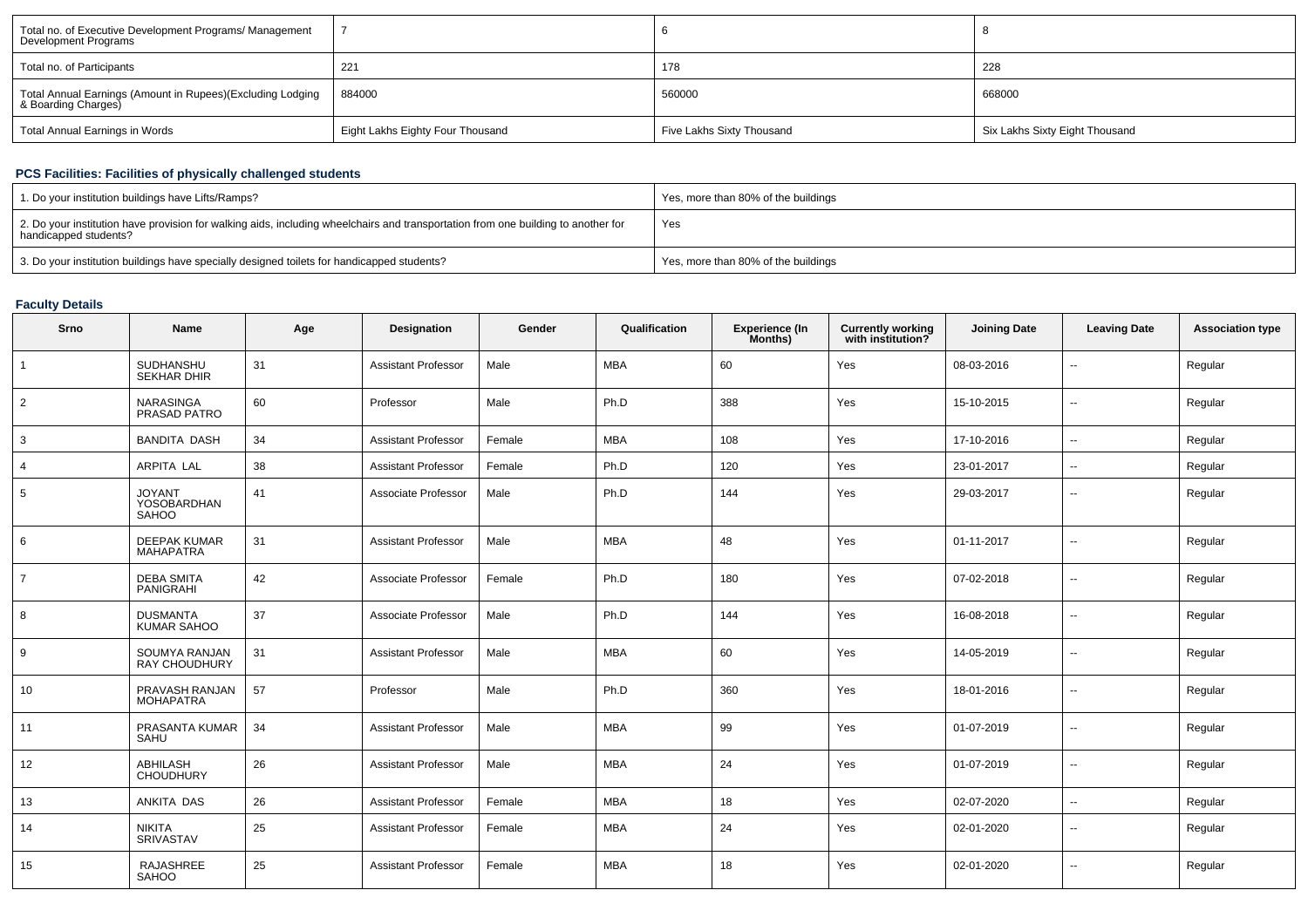| Total no. of Executive Development Programs/ Management Development Programs | 7 | 6 | 8 |
|---|---|---|---|
| Total no. of Participants | 221 | 178 | 228 |
| Total Annual Earnings (Amount in Rupees)(Excluding Lodging & Boarding Charges) | 884000 | 560000 | 668000 |
| Total Annual Earnings in Words | Eight Lakhs Eighty Four Thousand | Five Lakhs Sixty Thousand | Six Lakhs Sixty Eight Thousand |

### PCS Facilities: Facilities of physically challenged students

| 1. Do your institution buildings have Lifts/Ramps? | Yes, more than 80% of the buildings |
|---|---|
| 2. Do your institution have provision for walking aids, including wheelchairs and transportation from one building to another for handicapped students? | Yes |
| 3. Do your institution buildings have specially designed toilets for handicapped students? | Yes, more than 80% of the buildings |

### Faculty Details

| Srno | Name | Age | Designation | Gender | Qualification | Experience (In Months) | Currently working with institution? | Joining Date | Leaving Date | Association type |
|---|---|---|---|---|---|---|---|---|---|---|
| 1 | SUDHANSHU SEKHAR DHIR | 31 | Assistant Professor | Male | MBA | 60 | Yes | 08-03-2016 | -- | Regular |
| 2 | NARASINGA PRASAD PATRO | 60 | Professor | Male | Ph.D | 388 | Yes | 15-10-2015 | -- | Regular |
| 3 | BANDITA DASH | 34 | Assistant Professor | Female | MBA | 108 | Yes | 17-10-2016 | -- | Regular |
| 4 | ARPITA LAL | 38 | Assistant Professor | Female | Ph.D | 120 | Yes | 23-01-2017 | -- | Regular |
| 5 | JOYANT YOSOBARDHAN SAHOO | 41 | Associate Professor | Male | Ph.D | 144 | Yes | 29-03-2017 | -- | Regular |
| 6 | DEEPAK KUMAR MAHAPATRA | 31 | Assistant Professor | Male | MBA | 48 | Yes | 01-11-2017 | -- | Regular |
| 7 | DEBA SMITA PANIGRAHI | 42 | Associate Professor | Female | Ph.D | 180 | Yes | 07-02-2018 | -- | Regular |
| 8 | DUSMANTA KUMAR SAHOO | 37 | Associate Professor | Male | Ph.D | 144 | Yes | 16-08-2018 | -- | Regular |
| 9 | SOUMYA RANJAN RAY CHOUDHURY | 31 | Assistant Professor | Male | MBA | 60 | Yes | 14-05-2019 | -- | Regular |
| 10 | PRAVASH RANJAN MOHAPATRA | 57 | Professor | Male | Ph.D | 360 | Yes | 18-01-2016 | -- | Regular |
| 11 | PRASANTA KUMAR SAHU | 34 | Assistant Professor | Male | MBA | 99 | Yes | 01-07-2019 | -- | Regular |
| 12 | ABHILASH CHOUDHURY | 26 | Assistant Professor | Male | MBA | 24 | Yes | 01-07-2019 | -- | Regular |
| 13 | ANKITA DAS | 26 | Assistant Professor | Female | MBA | 18 | Yes | 02-07-2020 | -- | Regular |
| 14 | NIKITA SRIVASTAV | 25 | Assistant Professor | Female | MBA | 24 | Yes | 02-01-2020 | -- | Regular |
| 15 | RAJASHREE SAHOO | 25 | Assistant Professor | Female | MBA | 18 | Yes | 02-01-2020 | -- | Regular |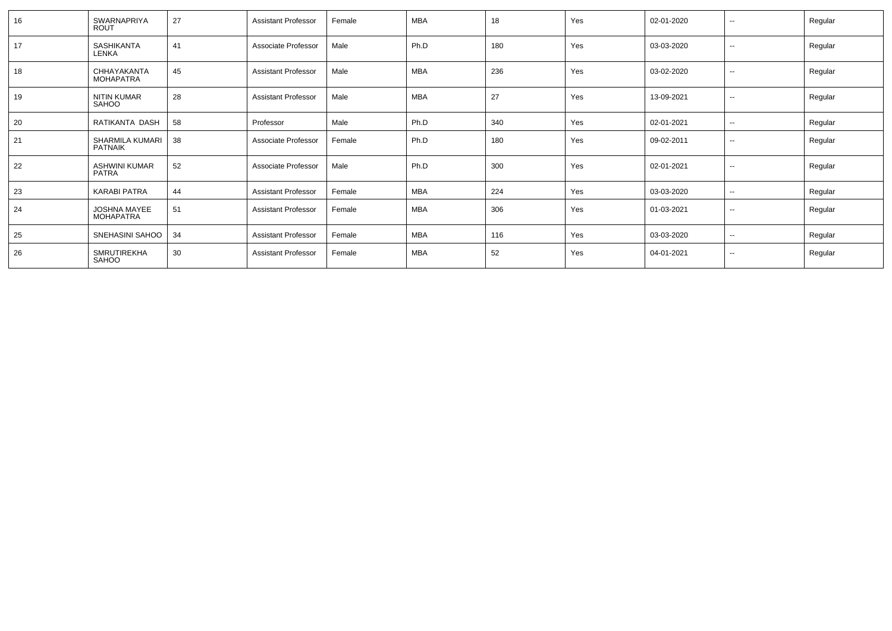| 16 | SWARNAPRIYA ROUT | 27 | Assistant Professor | Female | MBA | 18 | Yes | 02-01-2020 | -- | Regular |
|---|---|---|---|---|---|---|---|---|---|---|
| 17 | SASHIKANTA LENKA | 41 | Associate Professor | Male | Ph.D | 180 | Yes | 03-03-2020 | -- | Regular |
| 18 | CHHAYAKANTA MOHAPATRA | 45 | Assistant Professor | Male | MBA | 236 | Yes | 03-02-2020 | -- | Regular |
| 19 | NITIN KUMAR SAHOO | 28 | Assistant Professor | Male | MBA | 27 | Yes | 13-09-2021 | -- | Regular |
| 20 | RATIKANTA DASH | 58 | Professor | Male | Ph.D | 340 | Yes | 02-01-2021 | -- | Regular |
| 21 | SHARMILA KUMARI PATNAIK | 38 | Associate Professor | Female | Ph.D | 180 | Yes | 09-02-2011 | -- | Regular |
| 22 | ASHWINI KUMAR PATRA | 52 | Associate Professor | Male | Ph.D | 300 | Yes | 02-01-2021 | -- | Regular |
| 23 | KARABI PATRA | 44 | Assistant Professor | Female | MBA | 224 | Yes | 03-03-2020 | -- | Regular |
| 24 | JOSHNA MAYEE MOHAPATRA | 51 | Assistant Professor | Female | MBA | 306 | Yes | 01-03-2021 | -- | Regular |
| 25 | SNEHASINI SAHOO | 34 | Assistant Professor | Female | MBA | 116 | Yes | 03-03-2020 | -- | Regular |
| 26 | SMRUTIREKHA SAHOO | 30 | Assistant Professor | Female | MBA | 52 | Yes | 04-01-2021 | -- | Regular |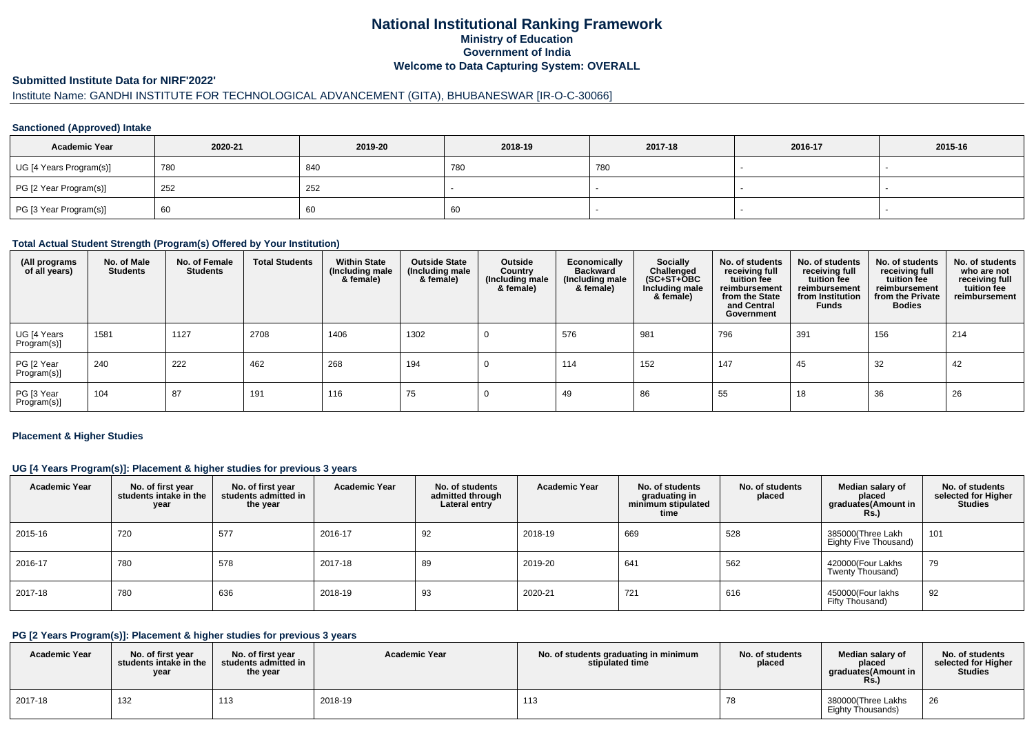# National Institutional Ranking Framework
## Ministry of Education
## Government of India
## Welcome to Data Capturing System: OVERALL

### Submitted Institute Data for NIRF'2022'

Institute Name: GANDHI INSTITUTE FOR TECHNOLOGICAL ADVANCEMENT (GITA), BHUBANESWAR [IR-O-C-30066]

#### Sanctioned (Approved) Intake

| Academic Year | 2020-21 | 2019-20 | 2018-19 | 2017-18 | 2016-17 | 2015-16 |
|---|---|---|---|---|---|---|
| UG [4 Years Program(s)] | 780 | 840 | 780 | 780 | - | - |
| PG [2 Year Program(s)] | 252 | 252 | - | - | - | - |
| PG [3 Year Program(s)] | 60 | 60 | 60 | - | - | - |

#### Total Actual Student Strength (Program(s) Offered by Your Institution)

| (All programs of all years) | No. of Male Students | No. of Female Students | Total Students | Within State (Including male & female) | Outside State (Including male & female) | Outside Country (Including male & female) | Economically Backward (Including male & female) | Socially Challenged (SC+ST+OBC Including male & female) | No. of students receiving full tuition fee reimbursement from the State and Central Government | No. of students receiving full tuition fee reimbursement from Institution Funds | No. of students receiving full tuition fee reimbursement from the Private Bodies | No. of students who are not receiving full tuition fee reimbursement |
|---|---|---|---|---|---|---|---|---|---|---|---|---|
| UG [4 Years Program(s)] | 1581 | 1127 | 2708 | 1406 | 1302 | 0 | 576 | 981 | 796 | 391 | 156 | 214 |
| PG [2 Year Program(s)] | 240 | 222 | 462 | 268 | 194 | 0 | 114 | 152 | 147 | 45 | 32 | 42 |
| PG [3 Year Program(s)] | 104 | 87 | 191 | 116 | 75 | 0 | 49 | 86 | 55 | 18 | 36 | 26 |

#### Placement & Higher Studies

#### UG [4 Years Program(s)]: Placement & higher studies for previous 3 years

| Academic Year | No. of first year students intake in the year | No. of first year students admitted in the year | Academic Year | No. of students admitted through Lateral entry | Academic Year | No. of students graduating in minimum stipulated time | No. of students placed | Median salary of placed graduates(Amount in Rs.) | No. of students selected for Higher Studies |
|---|---|---|---|---|---|---|---|---|---|
| 2015-16 | 720 | 577 | 2016-17 | 92 | 2018-19 | 669 | 528 | 385000(Three Lakh Eighty Five Thousand) | 101 |
| 2016-17 | 780 | 578 | 2017-18 | 89 | 2019-20 | 641 | 562 | 420000(Four Lakhs Twenty Thousand) | 79 |
| 2017-18 | 780 | 636 | 2018-19 | 93 | 2020-21 | 721 | 616 | 450000(Four lakhs Fifty Thousand) | 92 |

#### PG [2 Years Program(s)]: Placement & higher studies for previous 3 years

| Academic Year | No. of first year students intake in the year | No. of first year students admitted in the year | Academic Year | No. of students graduating in minimum stipulated time | No. of students placed | Median salary of placed graduates(Amount in Rs.) | No. of students selected for Higher Studies |
|---|---|---|---|---|---|---|---|
| 2017-18 | 132 | 113 | 2018-19 | 113 | 78 | 380000(Three Lakhs Eighty Thousands) | 26 |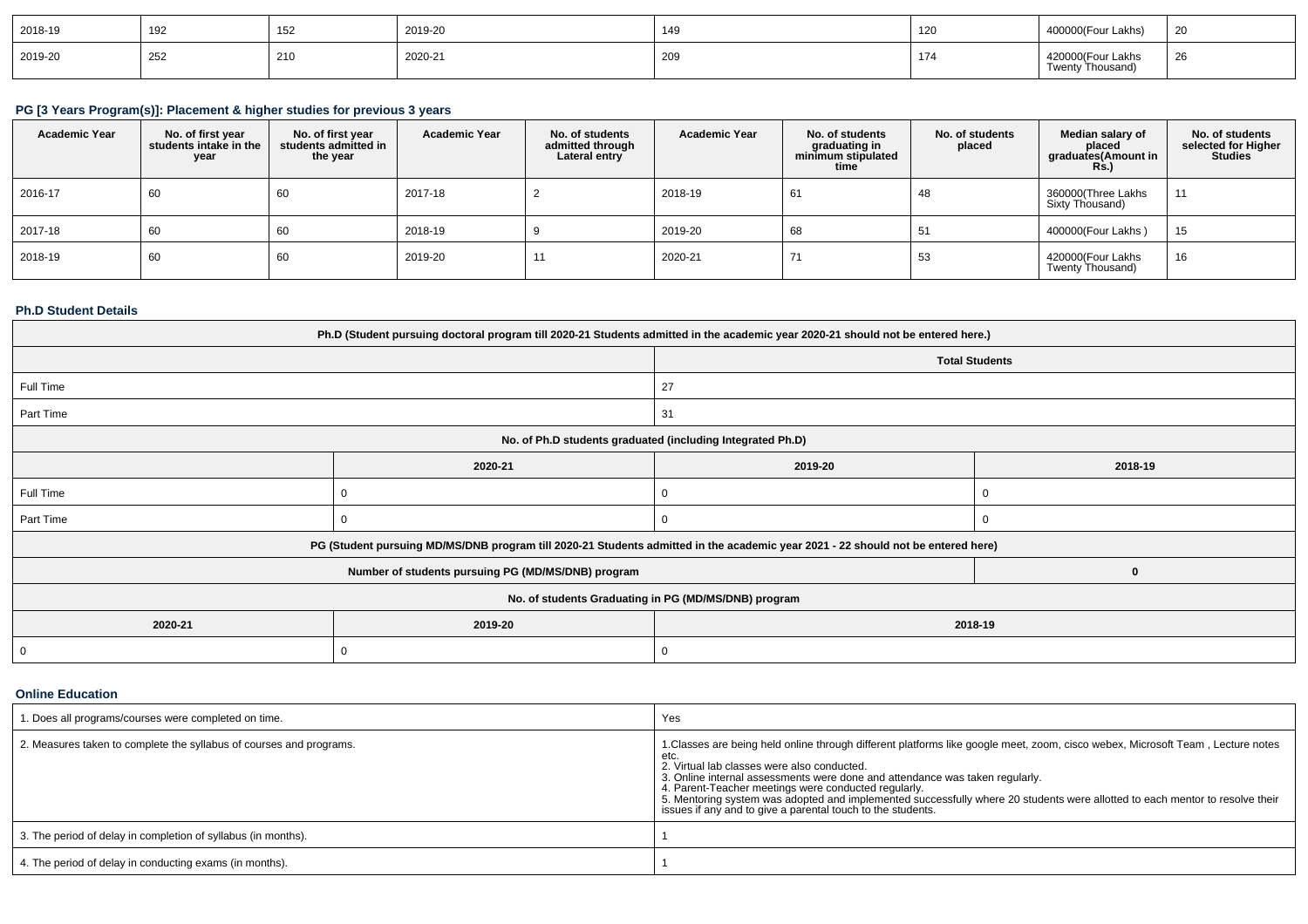| 2018-19 | 192 | 152 | 2019-20 | 149 | 120 | 400000(Four Lakhs) | 20 |
|---|---|---|---|---|---|---|---|
| 2019-20 | 252 | 210 | 2020-21 | 209 | 174 | 420000(Four Lakhs Twenty Thousand) | 26 |

## PG [3 Years Program(s)]: Placement & higher studies for previous 3 years

| Academic Year | No. of first year students intake in the year | No. of first year students admitted in the year | Academic Year | No. of students admitted through Lateral entry | Academic Year | No. of students graduating in minimum stipulated time | No. of students placed | Median salary of placed graduates(Amount in Rs.) | No. of students selected for Higher Studies |
|---|---|---|---|---|---|---|---|---|---|
| 2016-17 | 60 | 60 | 2017-18 | 2 | 2018-19 | 61 | 48 | 360000(Three Lakhs Sixty Thousand) | 11 |
| 2017-18 | 60 | 60 | 2018-19 | 9 | 2019-20 | 68 | 51 | 400000(Four Lakhs ) | 15 |
| 2018-19 | 60 | 60 | 2019-20 | 11 | 2020-21 | 71 | 53 | 420000(Four Lakhs Twenty Thousand) | 16 |

## Ph.D Student Details

| Ph.D (Student pursuing doctoral program till 2020-21 Students admitted in the academic year 2020-21 should not be entered here.) | | | |
|---|---|---|---|
| | | Total Students | |
| Full Time | | 27 | |
| Part Time | | 31 | |
| No. of Ph.D students graduated (including Integrated Ph.D) | | | |
| | 2020-21 | 2019-20 | 2018-19 |
| Full Time | 0 | 0 | 0 |
| Part Time | 0 | 0 | 0 |
| PG (Student pursuing MD/MS/DNB program till 2020-21 Students admitted in the academic year 2021 - 22 should not be entered here) | | | |
| Number of students pursuing PG (MD/MS/DNB) program | | | 0 |
| No. of students Graduating in PG (MD/MS/DNB) program | | | |
| 2020-21 | 2019-20 | 2018-19 | |
| 0 | 0 | 0 | |

## Online Education

| 1. Does all programs/courses were completed on time. | Yes |
|---|---|
| 2. Measures taken to complete the syllabus of courses and programs. | 1.Classes are being held online through different platforms like google meet, zoom, cisco webex, Microsoft Team , Lecture notes etc.<br>2. Virtual lab classes were also conducted.<br>3. Online internal assessments were done and attendance was taken regularly.<br>4. Parent-Teacher meetings were conducted regularly.<br>5. Mentoring system was adopted and implemented successfully where 20 students were allotted to each mentor to resolve their issues if any and to give a parental touch to the students. |
| 3. The period of delay in completion of syllabus (in months). | 1 |
| 4. The period of delay in conducting exams (in months). | 1 |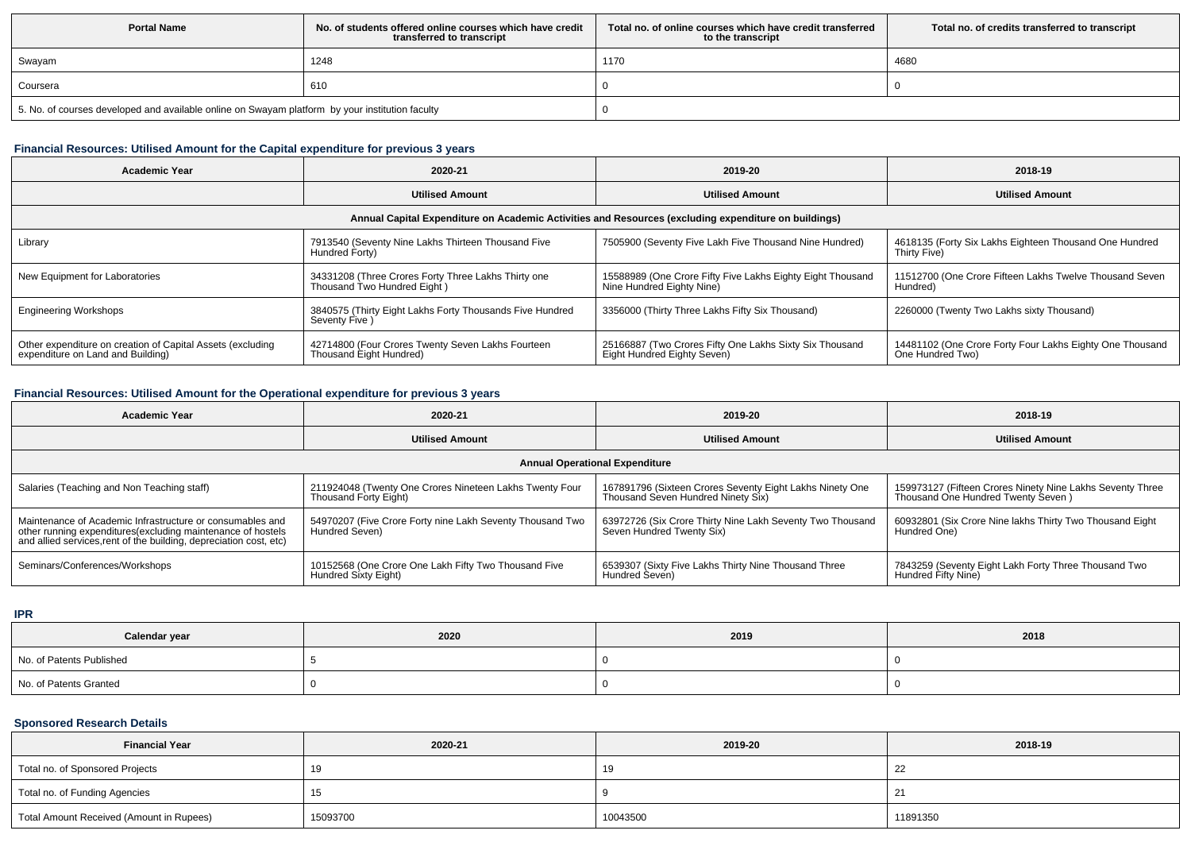| Portal Name | No. of students offered online courses which have credit transferred to transcript | Total no. of online courses which have credit transferred to the transcript | Total no. of credits transferred to transcript |
|---|---|---|---|
| Swayam | 1248 | 1170 | 4680 |
| Coursera | 610 | 0 | 0 |
| 5. No. of courses developed and available online on Swayam platform by your institution faculty | | 0 | |

### Financial Resources: Utilised Amount for the Capital expenditure for previous 3 years

| Academic Year | 2020-21 | 2019-20 | 2018-19 |
|---|---|---|---|
| | Utilised Amount | Utilised Amount | Utilised Amount |
| Annual Capital Expenditure on Academic Activities and Resources (excluding expenditure on buildings) | | | |
| Library | 7913540 (Seventy Nine Lakhs Thirteen Thousand Five Hundred Forty) | 7505900 (Seventy Five Lakh Five Thousand Nine Hundred) | 4618135 (Forty Six Lakhs Eighteen Thousand One Hundred Thirty Five) |
| New Equipment for Laboratories | 34331208 (Three Crores Forty Three Lakhs Thirty one Thousand Two Hundred Eight ) | 15588989 (One Crore Fifty Five Lakhs Eighty Eight Thousand Nine Hundred Eighty Nine) | 11512700 (One Crore Fifteen Lakhs Twelve Thousand Seven Hundred) |
| Engineering Workshops | 3840575 (Thirty Eight Lakhs Forty Thousands Five Hundred Seventy Five ) | 3356000 (Thirty Three Lakhs Fifty Six Thousand) | 2260000 (Twenty Two Lakhs sixty Thousand) |
| Other expenditure on creation of Capital Assets (excluding expenditure on Land and Building) | 42714800 (Four Crores Twenty Seven Lakhs Fourteen Thousand Eight Hundred) | 25166887 (Two Crores Fifty One Lakhs Sixty Six Thousand Eight Hundred Eighty Seven) | 14481102 (One Crore Forty Four Lakhs Eighty One Thousand One Hundred Two) |

### Financial Resources: Utilised Amount for the Operational expenditure for previous 3 years

| Academic Year | 2020-21 | 2019-20 | 2018-19 |
|---|---|---|---|
| | Utilised Amount | Utilised Amount | Utilised Amount |
| Annual Operational Expenditure | | | |
| Salaries (Teaching and Non Teaching staff) | 211924048 (Twenty One Crores Nineteen Lakhs Twenty Four Thousand Forty Eight) | 167891796 (Sixteen Crores Seventy Eight Lakhs Ninety One Thousand Seven Hundred Ninety Six) | 159973127 (Fifteen Crores Ninety Nine Lakhs Seventy Three Thousand One Hundred Twenty Seven ) |
| Maintenance of Academic Infrastructure or consumables and other running expenditures(excluding maintenance of hostels and allied services,rent of the building, depreciation cost, etc) | 54970207 (Five Crore Forty nine Lakh Seventy Thousand Two Hundred Seven) | 63972726 (Six Crore Thirty Nine Lakh Seventy Two Thousand Seven Hundred Twenty Six) | 60932801 (Six Crore Nine lakhs Thirty Two Thousand Eight Hundred One) |
| Seminars/Conferences/Workshops | 10152568 (One Crore One Lakh Fifty Two Thousand Five Hundred Sixty Eight) | 6539307 (Sixty Five Lakhs Thirty Nine Thousand Three Hundred Seven) | 7843259 (Seventy Eight Lakh Forty Three Thousand Two Hundred Fifty Nine) |

### IPR

| Calendar year | 2020 | 2019 | 2018 |
|---|---|---|---|
| No. of Patents Published | 5 | 0 | 0 |
| No. of Patents Granted | 0 | 0 | 0 |

### Sponsored Research Details

| Financial Year | 2020-21 | 2019-20 | 2018-19 |
|---|---|---|---|
| Total no. of Sponsored Projects | 19 | 19 | 22 |
| Total no. of Funding Agencies | 15 | 9 | 21 |
| Total Amount Received (Amount in Rupees) | 15093700 | 10043500 | 11891350 |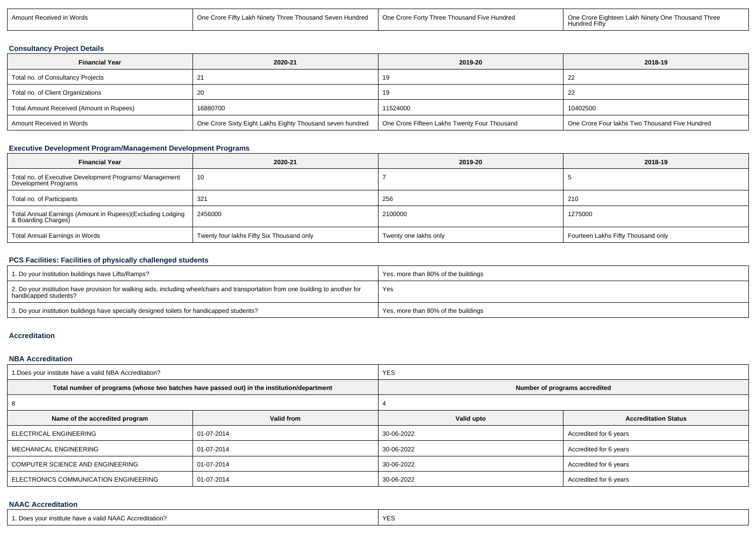| Amount Received in Words | One Crore Fifty Lakh Ninety Three Thousand Seven Hundred | One Crore Forty Three Thousand Five Hundred | One Crore Eighteen Lakh Ninety One Thousand Three Hundred Fifty |
|---|---|---|---|

### Consultancy Project Details

| Financial Year | 2020-21 | 2019-20 | 2018-19 |
|---|---|---|---|
| Total no. of Consultancy Projects | 21 | 19 | 22 |
| Total no. of Client Organizations | 20 | 19 | 22 |
| Total Amount Received (Amount in Rupees) | 16880700 | 11524000 | 10402500 |
| Amount Received in Words | One Crore Sixty Eight Lakhs Eighty Thousand seven hundred | One Crore Fifteen Lakhs Twenty Four Thousand | One Crore Four lakhs Two Thousand Five Hundred |

### Executive Development Program/Management Development Programs

| Financial Year | 2020-21 | 2019-20 | 2018-19 |
|---|---|---|---|
| Total no. of Executive Development Programs/ Management Development Programs | 10 | 7 | 5 |
| Total no. of Participants | 321 | 256 | 210 |
| Total Annual Earnings (Amount in Rupees)(Excluding Lodging & Boarding Charges) | 2456000 | 2100000 | 1275000 |
| Total Annual Earnings in Words | Twenty four lakhs Fifty Six Thousand only | Twenty one lakhs only | Fourteen Lakhs Fifty Thousand only |

### PCS Facilities: Facilities of physically challenged students

| | |
|---|---|
| 1. Do your institution buildings have Lifts/Ramps? | Yes, more than 80% of the buildings |
| 2. Do your institution have provision for walking aids, including wheelchairs and transportation from one building to another for handicapped students? | Yes |
| 3. Do your institution buildings have specially designed toilets for handicapped students? | Yes, more than 80% of the buildings |

### Accreditation

### NBA Accreditation

| 1.Does your institute have a valid NBA Accreditation? | | YES | |
|---|---|---|---|
| **Total number of programs (whose two batches have passed out) in the institution/department** | | **Number of programs accredited** | |
| 8 | | 4 | |
| **Name of the accredited program** | **Valid from** | **Valid upto** | **Accreditation Status** |
| ELECTRICAL ENGINEERING | 01-07-2014 | 30-06-2022 | Accredited for 6 years |
| MECHANICAL ENGINEERING | 01-07-2014 | 30-06-2022 | Accredited for 6 years |
| COMPUTER SCIENCE AND ENGINEERING | 01-07-2014 | 30-06-2022 | Accredited for 6 years |
| ELECTRONICS COMMUNICATION ENGINEERING | 01-07-2014 | 30-06-2022 | Accredited for 6 years |

### NAAC Accreditation

| | |
|---|---|
| 1. Does your institute have a valid NAAC Accreditation? | YES |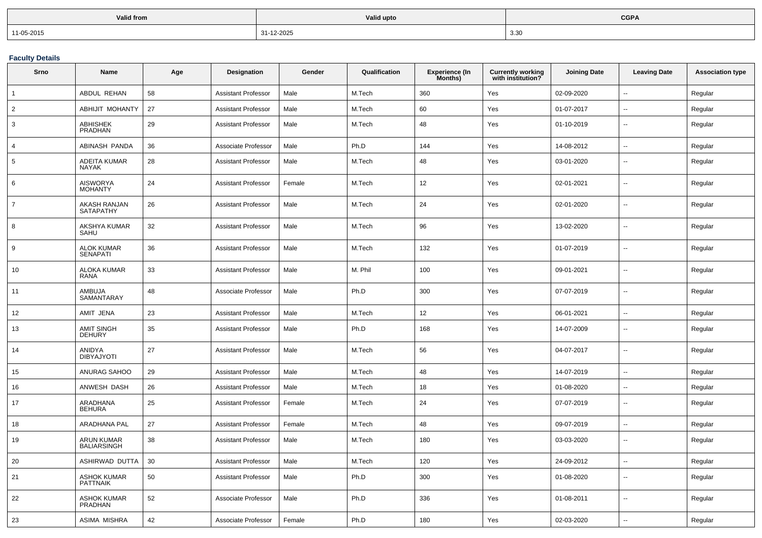| Valid from | Valid upto | CGPA |
|---|---|---|
| 11-05-2015 | 31-12-2025 | 3.30 |

**Faculty Details**

| Srno | Name | Age | Designation | Gender | Qualification | Experience (In Months) | Currently working with institution? | Joining Date | Leaving Date | Association type |
|---|---|---|---|---|---|---|---|---|---|---|
| 1 | ABDUL REHAN | 58 | Assistant Professor | Male | M.Tech | 360 | Yes | 02-09-2020 | -- | Regular |
| 2 | ABHIJIT MOHANTY | 27 | Assistant Professor | Male | M.Tech | 60 | Yes | 01-07-2017 | -- | Regular |
| 3 | ABHISHEK PRADHAN | 29 | Assistant Professor | Male | M.Tech | 48 | Yes | 01-10-2019 | -- | Regular |
| 4 | ABINASH PANDA | 36 | Associate Professor | Male | Ph.D | 144 | Yes | 14-08-2012 | -- | Regular |
| 5 | ADEITA KUMAR NAYAK | 28 | Assistant Professor | Male | M.Tech | 48 | Yes | 03-01-2020 | -- | Regular |
| 6 | AISWORYA MOHANTY | 24 | Assistant Professor | Female | M.Tech | 12 | Yes | 02-01-2021 | -- | Regular |
| 7 | AKASH RANJAN SATAPATHY | 26 | Assistant Professor | Male | M.Tech | 24 | Yes | 02-01-2020 | -- | Regular |
| 8 | AKSHYA KUMAR SAHU | 32 | Assistant Professor | Male | M.Tech | 96 | Yes | 13-02-2020 | -- | Regular |
| 9 | ALOK KUMAR SENAPATI | 36 | Assistant Professor | Male | M.Tech | 132 | Yes | 01-07-2019 | -- | Regular |
| 10 | ALOKA KUMAR RANA | 33 | Assistant Professor | Male | M. Phil | 100 | Yes | 09-01-2021 | -- | Regular |
| 11 | AMBUJA SAMANTARAY | 48 | Associate Professor | Male | Ph.D | 300 | Yes | 07-07-2019 | -- | Regular |
| 12 | AMIT JENA | 23 | Assistant Professor | Male | M.Tech | 12 | Yes | 06-01-2021 | -- | Regular |
| 13 | AMIT SINGH DEHURY | 35 | Assistant Professor | Male | Ph.D | 168 | Yes | 14-07-2009 | -- | Regular |
| 14 | ANIDYA DIBYAJYOTI | 27 | Assistant Professor | Male | M.Tech | 56 | Yes | 04-07-2017 | -- | Regular |
| 15 | ANURAG SAHOO | 29 | Assistant Professor | Male | M.Tech | 48 | Yes | 14-07-2019 | -- | Regular |
| 16 | ANWESH DASH | 26 | Assistant Professor | Male | M.Tech | 18 | Yes | 01-08-2020 | -- | Regular |
| 17 | ARADHANA BEHURA | 25 | Assistant Professor | Female | M.Tech | 24 | Yes | 07-07-2019 | -- | Regular |
| 18 | ARADHANA PAL | 27 | Assistant Professor | Female | M.Tech | 48 | Yes | 09-07-2019 | -- | Regular |
| 19 | ARUN KUMAR BALIARSINGH | 38 | Assistant Professor | Male | M.Tech | 180 | Yes | 03-03-2020 | -- | Regular |
| 20 | ASHIRWAD DUTTA | 30 | Assistant Professor | Male | M.Tech | 120 | Yes | 24-09-2012 | -- | Regular |
| 21 | ASHOK KUMAR PATTNAIK | 50 | Assistant Professor | Male | Ph.D | 300 | Yes | 01-08-2020 | -- | Regular |
| 22 | ASHOK KUMAR PRADHAN | 52 | Associate Professor | Male | Ph.D | 336 | Yes | 01-08-2011 | -- | Regular |
| 23 | ASIMA MISHRA | 42 | Associate Professor | Female | Ph.D | 180 | Yes | 02-03-2020 | -- | Regular |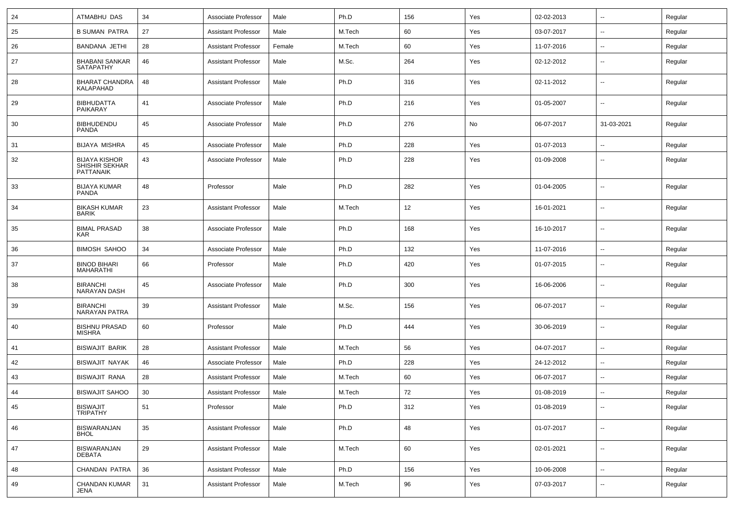| 24 | ATMABHU DAS | 34 | Associate Professor | Male | Ph.D | 156 | Yes | 02-02-2013 | -- | Regular |
|---|---|---|---|---|---|---|---|---|---|---|
| 25 | B SUMAN PATRA | 27 | Assistant Professor | Male | M.Tech | 60 | Yes | 03-07-2017 | -- | Regular |
| 26 | BANDANA JETHI | 28 | Assistant Professor | Female | M.Tech | 60 | Yes | 11-07-2016 | -- | Regular |
| 27 | BHABANI SANKAR SATAPATHY | 46 | Assistant Professor | Male | M.Sc. | 264 | Yes | 02-12-2012 | -- | Regular |
| 28 | BHARAT CHANDRA KALAPAHAD | 48 | Assistant Professor | Male | Ph.D | 316 | Yes | 02-11-2012 | -- | Regular |
| 29 | BIBHUDATTA PAIKARAY | 41 | Associate Professor | Male | Ph.D | 216 | Yes | 01-05-2007 | -- | Regular |
| 30 | BIBHUDENDU PANDA | 45 | Associate Professor | Male | Ph.D | 276 | No | 06-07-2017 | 31-03-2021 | Regular |
| 31 | BIJAYA MISHRA | 45 | Associate Professor | Male | Ph.D | 228 | Yes | 01-07-2013 | -- | Regular |
| 32 | BIJAYA KISHOR SHISHIR SEKHAR PATTANAIK | 43 | Associate Professor | Male | Ph.D | 228 | Yes | 01-09-2008 | -- | Regular |
| 33 | BIJAYA KUMAR PANDA | 48 | Professor | Male | Ph.D | 282 | Yes | 01-04-2005 | -- | Regular |
| 34 | BIKASH KUMAR BARIK | 23 | Assistant Professor | Male | M.Tech | 12 | Yes | 16-01-2021 | -- | Regular |
| 35 | BIMAL PRASAD KAR | 38 | Associate Professor | Male | Ph.D | 168 | Yes | 16-10-2017 | -- | Regular |
| 36 | BIMOSH SAHOO | 34 | Associate Professor | Male | Ph.D | 132 | Yes | 11-07-2016 | -- | Regular |
| 37 | BINOD BIHARI MAHARATHI | 66 | Professor | Male | Ph.D | 420 | Yes | 01-07-2015 | -- | Regular |
| 38 | BIRANCHI NARAYAN DASH | 45 | Associate Professor | Male | Ph.D | 300 | Yes | 16-06-2006 | -- | Regular |
| 39 | BIRANCHI NARAYAN PATRA | 39 | Assistant Professor | Male | M.Sc. | 156 | Yes | 06-07-2017 | -- | Regular |
| 40 | BISHNU PRASAD MISHRA | 60 | Professor | Male | Ph.D | 444 | Yes | 30-06-2019 | -- | Regular |
| 41 | BISWAJIT BARIK | 28 | Assistant Professor | Male | M.Tech | 56 | Yes | 04-07-2017 | -- | Regular |
| 42 | BISWAJIT NAYAK | 46 | Associate Professor | Male | Ph.D | 228 | Yes | 24-12-2012 | -- | Regular |
| 43 | BISWAJIT RANA | 28 | Assistant Professor | Male | M.Tech | 60 | Yes | 06-07-2017 | -- | Regular |
| 44 | BISWAJIT SAHOO | 30 | Assistant Professor | Male | M.Tech | 72 | Yes | 01-08-2019 | -- | Regular |
| 45 | BISWAJIT TRIPATHY | 51 | Professor | Male | Ph.D | 312 | Yes | 01-08-2019 | -- | Regular |
| 46 | BISWARANJAN BHOL | 35 | Assistant Professor | Male | Ph.D | 48 | Yes | 01-07-2017 | -- | Regular |
| 47 | BISWARANJAN DEBATA | 29 | Assistant Professor | Male | M.Tech | 60 | Yes | 02-01-2021 | -- | Regular |
| 48 | CHANDAN PATRA | 36 | Assistant Professor | Male | Ph.D | 156 | Yes | 10-06-2008 | -- | Regular |
| 49 | CHANDAN KUMAR JENA | 31 | Assistant Professor | Male | M.Tech | 96 | Yes | 07-03-2017 | -- | Regular |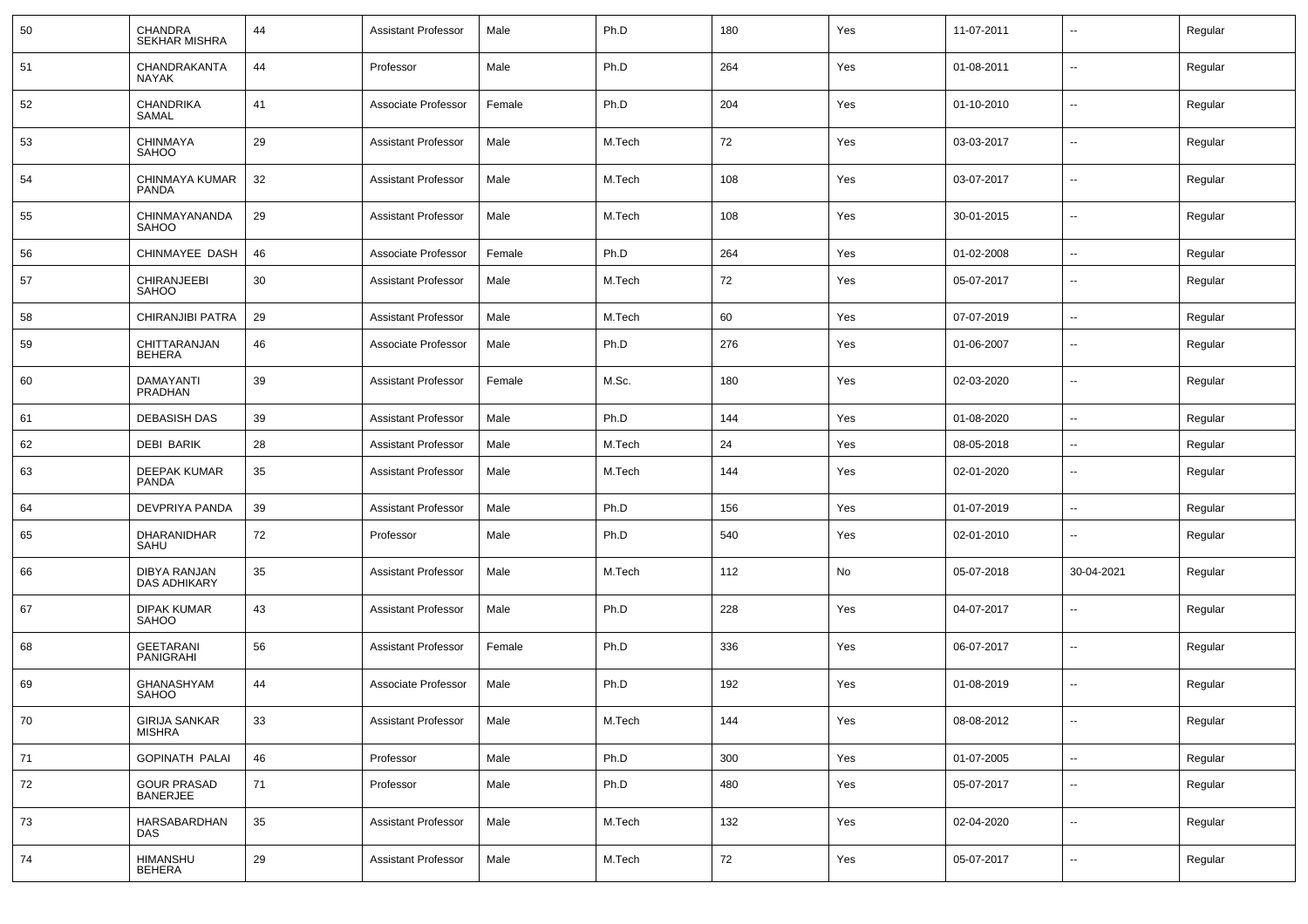| 50 | CHANDRA SEKHAR MISHRA | 44 | Assistant Professor | Male | Ph.D | 180 | Yes | 11-07-2011 | -- | Regular |
|---|---|---|---|---|---|---|---|---|---|---|
| 51 | CHANDRAKANTA NAYAK | 44 | Professor | Male | Ph.D | 264 | Yes | 01-08-2011 | -- | Regular |
| 52 | CHANDRIKA SAMAL | 41 | Associate Professor | Female | Ph.D | 204 | Yes | 01-10-2010 | -- | Regular |
| 53 | CHINMAYA SAHOO | 29 | Assistant Professor | Male | M.Tech | 72 | Yes | 03-03-2017 | -- | Regular |
| 54 | CHINMAYA KUMAR PANDA | 32 | Assistant Professor | Male | M.Tech | 108 | Yes | 03-07-2017 | -- | Regular |
| 55 | CHINMAYANANDA SAHOO | 29 | Assistant Professor | Male | M.Tech | 108 | Yes | 30-01-2015 | -- | Regular |
| 56 | CHINMAYEE DASH | 46 | Associate Professor | Female | Ph.D | 264 | Yes | 01-02-2008 | -- | Regular |
| 57 | CHIRANJEEBI SAHOO | 30 | Assistant Professor | Male | M.Tech | 72 | Yes | 05-07-2017 | -- | Regular |
| 58 | CHIRANJIBI PATRA | 29 | Assistant Professor | Male | M.Tech | 60 | Yes | 07-07-2019 | -- | Regular |
| 59 | CHITTARANJAN BEHERA | 46 | Associate Professor | Male | Ph.D | 276 | Yes | 01-06-2007 | -- | Regular |
| 60 | DAMAYANTI PRADHAN | 39 | Assistant Professor | Female | M.Sc. | 180 | Yes | 02-03-2020 | -- | Regular |
| 61 | DEBASISH DAS | 39 | Assistant Professor | Male | Ph.D | 144 | Yes | 01-08-2020 | -- | Regular |
| 62 | DEBI BARIK | 28 | Assistant Professor | Male | M.Tech | 24 | Yes | 08-05-2018 | -- | Regular |
| 63 | DEEPAK KUMAR PANDA | 35 | Assistant Professor | Male | M.Tech | 144 | Yes | 02-01-2020 | -- | Regular |
| 64 | DEVPRIYA PANDA | 39 | Assistant Professor | Male | Ph.D | 156 | Yes | 01-07-2019 | -- | Regular |
| 65 | DHARANIDHAR SAHU | 72 | Professor | Male | Ph.D | 540 | Yes | 02-01-2010 | -- | Regular |
| 66 | DIBYA RANJAN DAS ADHIKARY | 35 | Assistant Professor | Male | M.Tech | 112 | No | 05-07-2018 | 30-04-2021 | Regular |
| 67 | DIPAK KUMAR SAHOO | 43 | Assistant Professor | Male | Ph.D | 228 | Yes | 04-07-2017 | -- | Regular |
| 68 | GEETARANI PANIGRAHI | 56 | Assistant Professor | Female | Ph.D | 336 | Yes | 06-07-2017 | -- | Regular |
| 69 | GHANASHYAM SAHOO | 44 | Associate Professor | Male | Ph.D | 192 | Yes | 01-08-2019 | -- | Regular |
| 70 | GIRIJA SANKAR MISHRA | 33 | Assistant Professor | Male | M.Tech | 144 | Yes | 08-08-2012 | -- | Regular |
| 71 | GOPINATH PALAI | 46 | Professor | Male | Ph.D | 300 | Yes | 01-07-2005 | -- | Regular |
| 72 | GOUR PRASAD BANERJEE | 71 | Professor | Male | Ph.D | 480 | Yes | 05-07-2017 | -- | Regular |
| 73 | HARSABARDHAN DAS | 35 | Assistant Professor | Male | M.Tech | 132 | Yes | 02-04-2020 | -- | Regular |
| 74 | HIMANSHU BEHERA | 29 | Assistant Professor | Male | M.Tech | 72 | Yes | 05-07-2017 | -- | Regular |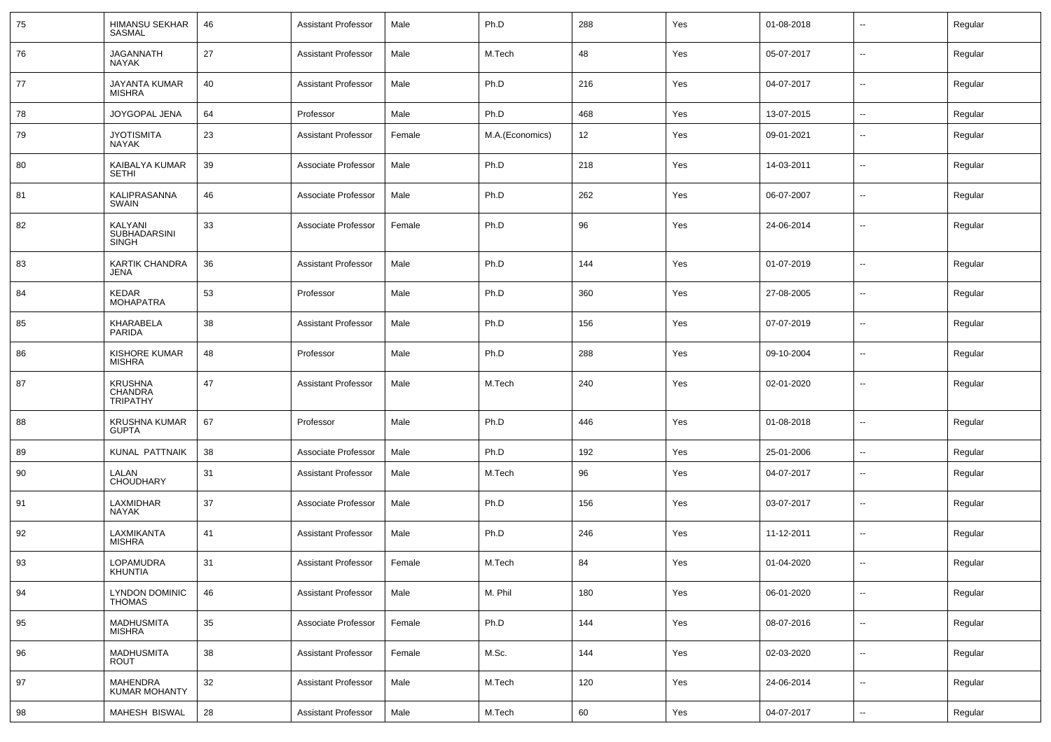| 75 | HIMANSU SEKHAR SASMAL | 46 | Assistant Professor | Male | Ph.D | 288 | Yes | 01-08-2018 | -- | Regular |
|---|---|---|---|---|---|---|---|---|---|---|
| 76 | JAGANNATH NAYAK | 27 | Assistant Professor | Male | M.Tech | 48 | Yes | 05-07-2017 | -- | Regular |
| 77 | JAYANTA KUMAR MISHRA | 40 | Assistant Professor | Male | Ph.D | 216 | Yes | 04-07-2017 | -- | Regular |
| 78 | JOYGOPAL JENA | 64 | Professor | Male | Ph.D | 468 | Yes | 13-07-2015 | -- | Regular |
| 79 | JYOTISMITA NAYAK | 23 | Assistant Professor | Female | M.A.(Economics) | 12 | Yes | 09-01-2021 | -- | Regular |
| 80 | KAIBALYA KUMAR SETHI | 39 | Associate Professor | Male | Ph.D | 218 | Yes | 14-03-2011 | -- | Regular |
| 81 | KALIPRASANNA SWAIN | 46 | Associate Professor | Male | Ph.D | 262 | Yes | 06-07-2007 | -- | Regular |
| 82 | KALYANI SUBHADARSINI SINGH | 33 | Associate Professor | Female | Ph.D | 96 | Yes | 24-06-2014 | -- | Regular |
| 83 | KARTIK CHANDRA JENA | 36 | Assistant Professor | Male | Ph.D | 144 | Yes | 01-07-2019 | -- | Regular |
| 84 | KEDAR MOHAPATRA | 53 | Professor | Male | Ph.D | 360 | Yes | 27-08-2005 | -- | Regular |
| 85 | KHARABELA PARIDA | 38 | Assistant Professor | Male | Ph.D | 156 | Yes | 07-07-2019 | -- | Regular |
| 86 | KISHORE KUMAR MISHRA | 48 | Professor | Male | Ph.D | 288 | Yes | 09-10-2004 | -- | Regular |
| 87 | KRUSHNA CHANDRA TRIPATHY | 47 | Assistant Professor | Male | M.Tech | 240 | Yes | 02-01-2020 | -- | Regular |
| 88 | KRUSHNA KUMAR GUPTA | 67 | Professor | Male | Ph.D | 446 | Yes | 01-08-2018 | -- | Regular |
| 89 | KUNAL PATTNAIK | 38 | Associate Professor | Male | Ph.D | 192 | Yes | 25-01-2006 | -- | Regular |
| 90 | LALAN CHOUDHARY | 31 | Assistant Professor | Male | M.Tech | 96 | Yes | 04-07-2017 | -- | Regular |
| 91 | LAXMIDHAR NAYAK | 37 | Associate Professor | Male | Ph.D | 156 | Yes | 03-07-2017 | -- | Regular |
| 92 | LAXMIKANTA MISHRA | 41 | Assistant Professor | Male | Ph.D | 246 | Yes | 11-12-2011 | -- | Regular |
| 93 | LOPAMUDRA KHUNTIA | 31 | Assistant Professor | Female | M.Tech | 84 | Yes | 01-04-2020 | -- | Regular |
| 94 | LYNDON DOMINIC THOMAS | 46 | Assistant Professor | Male | M. Phil | 180 | Yes | 06-01-2020 | -- | Regular |
| 95 | MADHUSMITA MISHRA | 35 | Associate Professor | Female | Ph.D | 144 | Yes | 08-07-2016 | -- | Regular |
| 96 | MADHUSMITA ROUT | 38 | Assistant Professor | Female | M.Sc. | 144 | Yes | 02-03-2020 | -- | Regular |
| 97 | MAHENDRA KUMAR MOHANTY | 32 | Assistant Professor | Male | M.Tech | 120 | Yes | 24-06-2014 | -- | Regular |
| 98 | MAHESH BISWAL | 28 | Assistant Professor | Male | M.Tech | 60 | Yes | 04-07-2017 | -- | Regular |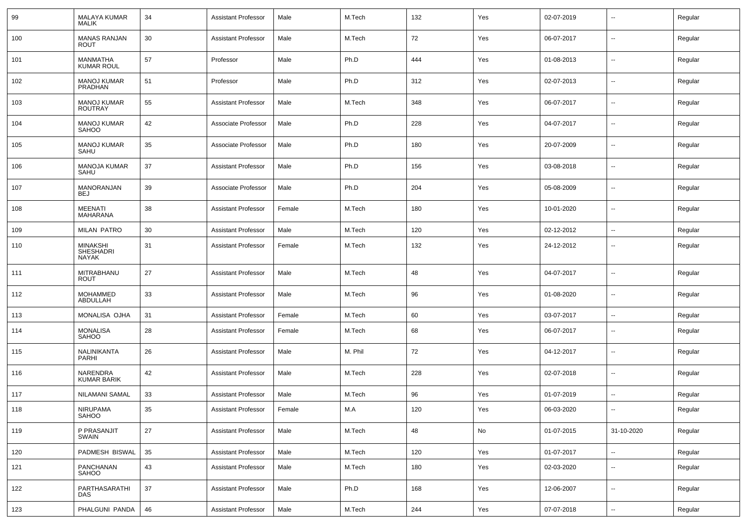| 99 | MALAYA KUMAR MALIK | 34 | Assistant Professor | Male | M.Tech | 132 | Yes | 02-07-2019 | -- | Regular |
|---|---|---|---|---|---|---|---|---|---|---|
| 100 | MANAS RANJAN ROUT | 30 | Assistant Professor | Male | M.Tech | 72 | Yes | 06-07-2017 | -- | Regular |
| 101 | MANMATHA KUMAR ROUL | 57 | Professor | Male | Ph.D | 444 | Yes | 01-08-2013 | -- | Regular |
| 102 | MANOJ KUMAR PRADHAN | 51 | Professor | Male | Ph.D | 312 | Yes | 02-07-2013 | -- | Regular |
| 103 | MANOJ KUMAR ROUTRAY | 55 | Assistant Professor | Male | M.Tech | 348 | Yes | 06-07-2017 | -- | Regular |
| 104 | MANOJ KUMAR SAHOO | 42 | Associate Professor | Male | Ph.D | 228 | Yes | 04-07-2017 | -- | Regular |
| 105 | MANOJ KUMAR SAHU | 35 | Associate Professor | Male | Ph.D | 180 | Yes | 20-07-2009 | -- | Regular |
| 106 | MANOJA KUMAR SAHU | 37 | Assistant Professor | Male | Ph.D | 156 | Yes | 03-08-2018 | -- | Regular |
| 107 | MANORANJAN BEJ | 39 | Associate Professor | Male | Ph.D | 204 | Yes | 05-08-2009 | -- | Regular |
| 108 | MEENATI MAHARANA | 38 | Assistant Professor | Female | M.Tech | 180 | Yes | 10-01-2020 | -- | Regular |
| 109 | MILAN PATRO | 30 | Assistant Professor | Male | M.Tech | 120 | Yes | 02-12-2012 | -- | Regular |
| 110 | MINAKSHI SHESHADRI NAYAK | 31 | Assistant Professor | Female | M.Tech | 132 | Yes | 24-12-2012 | -- | Regular |
| 111 | MITRABHANU ROUT | 27 | Assistant Professor | Male | M.Tech | 48 | Yes | 04-07-2017 | -- | Regular |
| 112 | MOHAMMED ABDULLAH | 33 | Assistant Professor | Male | M.Tech | 96 | Yes | 01-08-2020 | -- | Regular |
| 113 | MONALISA OJHA | 31 | Assistant Professor | Female | M.Tech | 60 | Yes | 03-07-2017 | -- | Regular |
| 114 | MONALISA SAHOO | 28 | Assistant Professor | Female | M.Tech | 68 | Yes | 06-07-2017 | -- | Regular |
| 115 | NALINIKANTA PARHI | 26 | Assistant Professor | Male | M. Phil | 72 | Yes | 04-12-2017 | -- | Regular |
| 116 | NARENDRA KUMAR BARIK | 42 | Assistant Professor | Male | M.Tech | 228 | Yes | 02-07-2018 | -- | Regular |
| 117 | NILAMANI SAMAL | 33 | Assistant Professor | Male | M.Tech | 96 | Yes | 01-07-2019 | -- | Regular |
| 118 | NIRUPAMA SAHOO | 35 | Assistant Professor | Female | M.A | 120 | Yes | 06-03-2020 | -- | Regular |
| 119 | P PRASANJIT SWAIN | 27 | Assistant Professor | Male | M.Tech | 48 | No | 01-07-2015 | 31-10-2020 | Regular |
| 120 | PADMESH BISWAL | 35 | Assistant Professor | Male | M.Tech | 120 | Yes | 01-07-2017 | -- | Regular |
| 121 | PANCHANAN SAHOO | 43 | Assistant Professor | Male | M.Tech | 180 | Yes | 02-03-2020 | -- | Regular |
| 122 | PARTHASARATHI DAS | 37 | Assistant Professor | Male | Ph.D | 168 | Yes | 12-06-2007 | -- | Regular |
| 123 | PHALGUNI PANDA | 46 | Assistant Professor | Male | M.Tech | 244 | Yes | 07-07-2018 | -- | Regular |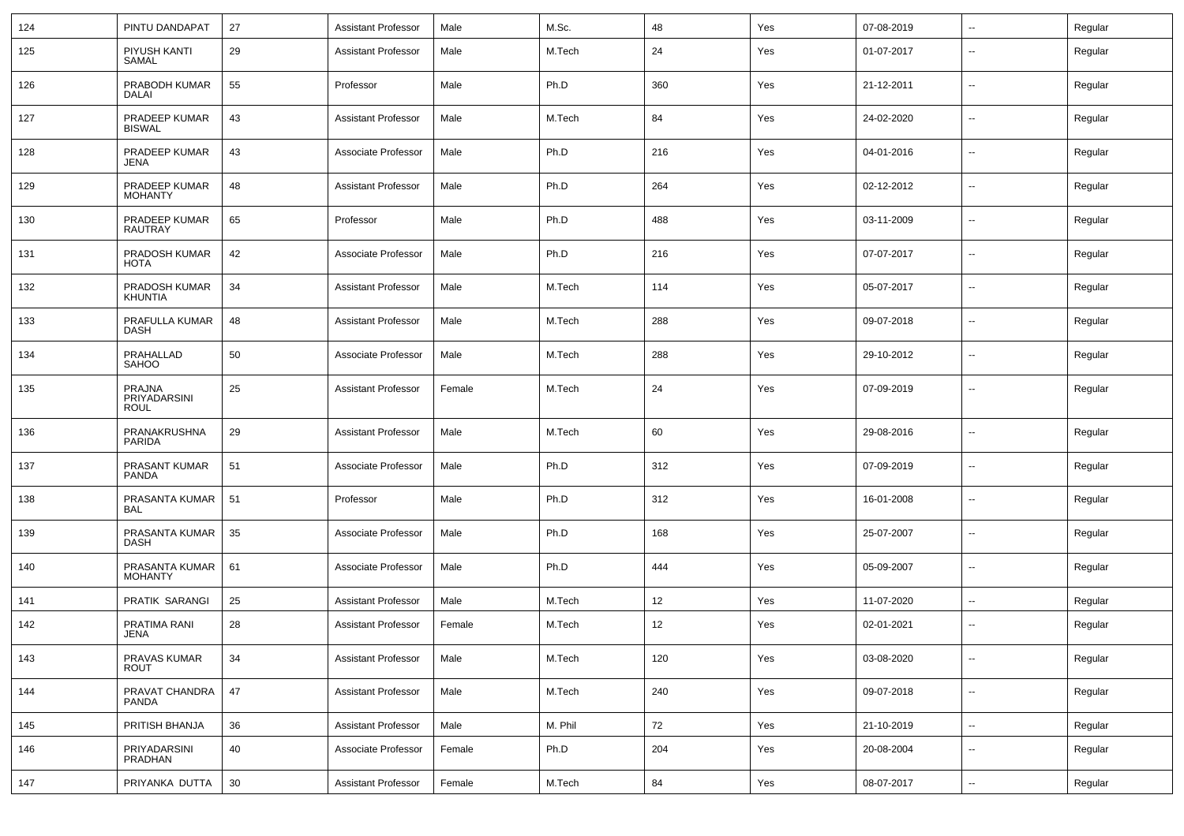| 124 | PINTU DANDAPAT | 27 | Assistant Professor | Male | M.Sc. | 48 | Yes | 07-08-2019 | -- | Regular |
|---|---|---|---|---|---|---|---|---|---|---|
| 125 | PIYUSH KANTI SAMAL | 29 | Assistant Professor | Male | M.Tech | 24 | Yes | 01-07-2017 | -- | Regular |
| 126 | PRABODH KUMAR DALAI | 55 | Professor | Male | Ph.D | 360 | Yes | 21-12-2011 | -- | Regular |
| 127 | PRADEEP KUMAR BISWAL | 43 | Assistant Professor | Male | M.Tech | 84 | Yes | 24-02-2020 | -- | Regular |
| 128 | PRADEEP KUMAR JENA | 43 | Associate Professor | Male | Ph.D | 216 | Yes | 04-01-2016 | -- | Regular |
| 129 | PRADEEP KUMAR MOHANTY | 48 | Assistant Professor | Male | Ph.D | 264 | Yes | 02-12-2012 | -- | Regular |
| 130 | PRADEEP KUMAR RAUTRAY | 65 | Professor | Male | Ph.D | 488 | Yes | 03-11-2009 | -- | Regular |
| 131 | PRADOSH KUMAR HOTA | 42 | Associate Professor | Male | Ph.D | 216 | Yes | 07-07-2017 | -- | Regular |
| 132 | PRADOSH KUMAR KHUNTIA | 34 | Assistant Professor | Male | M.Tech | 114 | Yes | 05-07-2017 | -- | Regular |
| 133 | PRAFULLA KUMAR DASH | 48 | Assistant Professor | Male | M.Tech | 288 | Yes | 09-07-2018 | -- | Regular |
| 134 | PRAHALLAD SAHOO | 50 | Associate Professor | Male | M.Tech | 288 | Yes | 29-10-2012 | -- | Regular |
| 135 | PRAJNA PRIYADARSINI ROUL | 25 | Assistant Professor | Female | M.Tech | 24 | Yes | 07-09-2019 | -- | Regular |
| 136 | PRANAKRUSHNA PARIDA | 29 | Assistant Professor | Male | M.Tech | 60 | Yes | 29-08-2016 | -- | Regular |
| 137 | PRASANT KUMAR PANDA | 51 | Associate Professor | Male | Ph.D | 312 | Yes | 07-09-2019 | -- | Regular |
| 138 | PRASANTA KUMAR BAL | 51 | Professor | Male | Ph.D | 312 | Yes | 16-01-2008 | -- | Regular |
| 139 | PRASANTA KUMAR DASH | 35 | Associate Professor | Male | Ph.D | 168 | Yes | 25-07-2007 | -- | Regular |
| 140 | PRASANTA KUMAR MOHANTY | 61 | Associate Professor | Male | Ph.D | 444 | Yes | 05-09-2007 | -- | Regular |
| 141 | PRATIK SARANGI | 25 | Assistant Professor | Male | M.Tech | 12 | Yes | 11-07-2020 | -- | Regular |
| 142 | PRATIMA RANI JENA | 28 | Assistant Professor | Female | M.Tech | 12 | Yes | 02-01-2021 | -- | Regular |
| 143 | PRAVAS KUMAR ROUT | 34 | Assistant Professor | Male | M.Tech | 120 | Yes | 03-08-2020 | -- | Regular |
| 144 | PRAVAT CHANDRA PANDA | 47 | Assistant Professor | Male | M.Tech | 240 | Yes | 09-07-2018 | -- | Regular |
| 145 | PRITISH BHANJA | 36 | Assistant Professor | Male | M. Phil | 72 | Yes | 21-10-2019 | -- | Regular |
| 146 | PRIYADARSINI PRADHAN | 40 | Associate Professor | Female | Ph.D | 204 | Yes | 20-08-2004 | -- | Regular |
| 147 | PRIYANKA DUTTA | 30 | Assistant Professor | Female | M.Tech | 84 | Yes | 08-07-2017 | -- | Regular |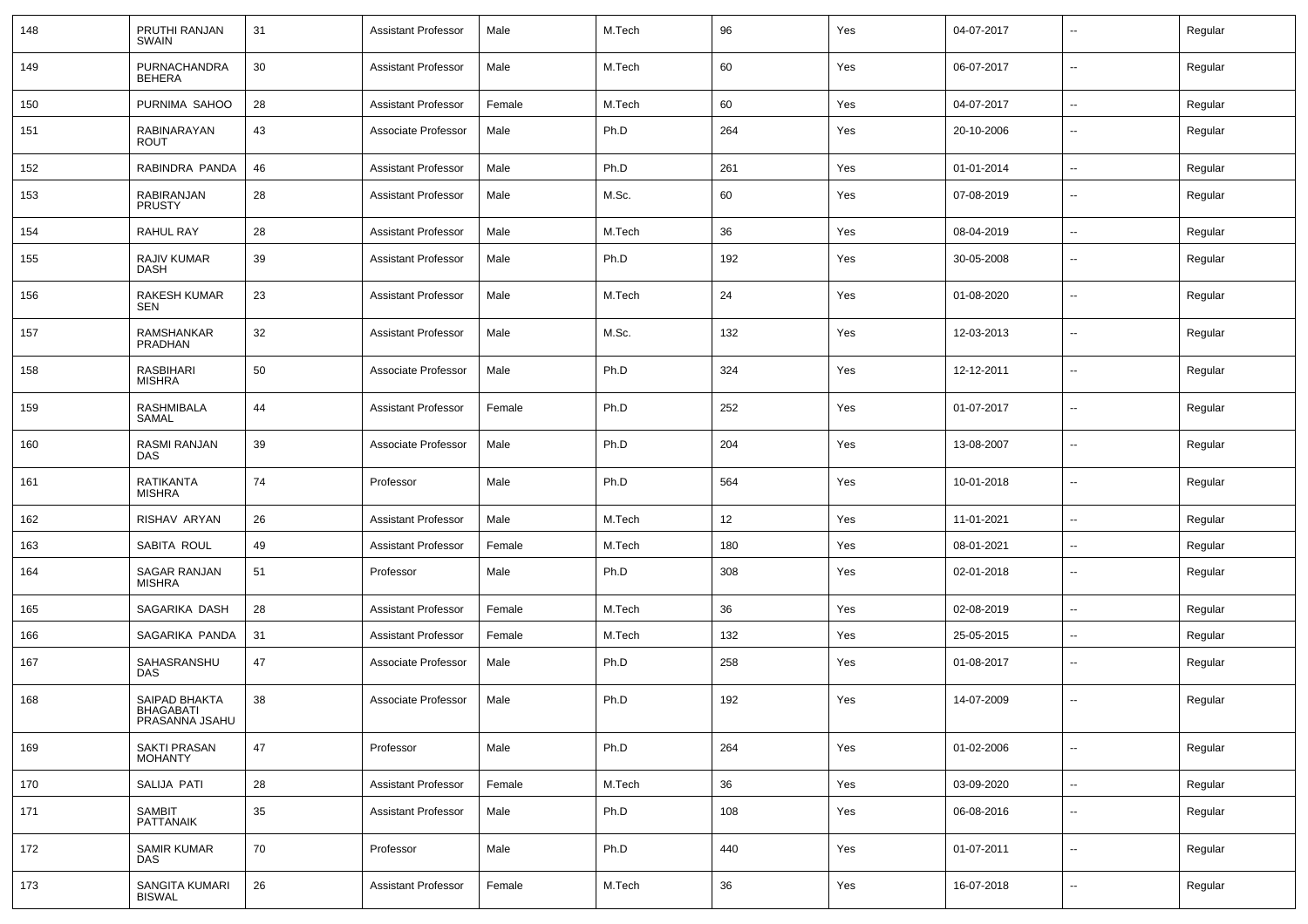| 148 | PRUTHI RANJAN SWAIN | 31 | Assistant Professor | Male | M.Tech | 96 | Yes | 04-07-2017 | -- | Regular |
|---|---|---|---|---|---|---|---|---|---|---|
| 149 | PURNACHANDRA BEHERA | 30 | Assistant Professor | Male | M.Tech | 60 | Yes | 06-07-2017 | -- | Regular |
| 150 | PURNIMA SAHOO | 28 | Assistant Professor | Female | M.Tech | 60 | Yes | 04-07-2017 | -- | Regular |
| 151 | RABINARAYAN ROUT | 43 | Associate Professor | Male | Ph.D | 264 | Yes | 20-10-2006 | -- | Regular |
| 152 | RABINDRA PANDA | 46 | Assistant Professor | Male | Ph.D | 261 | Yes | 01-01-2014 | -- | Regular |
| 153 | RABIRANJAN PRUSTY | 28 | Assistant Professor | Male | M.Sc. | 60 | Yes | 07-08-2019 | -- | Regular |
| 154 | RAHUL RAY | 28 | Assistant Professor | Male | M.Tech | 36 | Yes | 08-04-2019 | -- | Regular |
| 155 | RAJIV KUMAR DASH | 39 | Assistant Professor | Male | Ph.D | 192 | Yes | 30-05-2008 | -- | Regular |
| 156 | RAKESH KUMAR SEN | 23 | Assistant Professor | Male | M.Tech | 24 | Yes | 01-08-2020 | -- | Regular |
| 157 | RAMSHANKAR PRADHAN | 32 | Assistant Professor | Male | M.Sc. | 132 | Yes | 12-03-2013 | -- | Regular |
| 158 | RASBIHARI MISHRA | 50 | Associate Professor | Male | Ph.D | 324 | Yes | 12-12-2011 | -- | Regular |
| 159 | RASHMIBALA SAMAL | 44 | Assistant Professor | Female | Ph.D | 252 | Yes | 01-07-2017 | -- | Regular |
| 160 | RASMI RANJAN DAS | 39 | Associate Professor | Male | Ph.D | 204 | Yes | 13-08-2007 | -- | Regular |
| 161 | RATIKANTA MISHRA | 74 | Professor | Male | Ph.D | 564 | Yes | 10-01-2018 | -- | Regular |
| 162 | RISHAV ARYAN | 26 | Assistant Professor | Male | M.Tech | 12 | Yes | 11-01-2021 | -- | Regular |
| 163 | SABITA ROUL | 49 | Assistant Professor | Female | M.Tech | 180 | Yes | 08-01-2021 | -- | Regular |
| 164 | SAGAR RANJAN MISHRA | 51 | Professor | Male | Ph.D | 308 | Yes | 02-01-2018 | -- | Regular |
| 165 | SAGARIKA DASH | 28 | Assistant Professor | Female | M.Tech | 36 | Yes | 02-08-2019 | -- | Regular |
| 166 | SAGARIKA PANDA | 31 | Assistant Professor | Female | M.Tech | 132 | Yes | 25-05-2015 | -- | Regular |
| 167 | SAHASRANSHU DAS | 47 | Associate Professor | Male | Ph.D | 258 | Yes | 01-08-2017 | -- | Regular |
| 168 | SAIPAD BHAKTA BHAGABATI PRASANNA JSAHU | 38 | Associate Professor | Male | Ph.D | 192 | Yes | 14-07-2009 | -- | Regular |
| 169 | SAKTI PRASAN MOHANTY | 47 | Professor | Male | Ph.D | 264 | Yes | 01-02-2006 | -- | Regular |
| 170 | SALIJA PATI | 28 | Assistant Professor | Female | M.Tech | 36 | Yes | 03-09-2020 | -- | Regular |
| 171 | SAMBIT PATTANAIK | 35 | Assistant Professor | Male | Ph.D | 108 | Yes | 06-08-2016 | -- | Regular |
| 172 | SAMIR KUMAR DAS | 70 | Professor | Male | Ph.D | 440 | Yes | 01-07-2011 | -- | Regular |
| 173 | SANGITA KUMARI BISWAL | 26 | Assistant Professor | Female | M.Tech | 36 | Yes | 16-07-2018 | -- | Regular |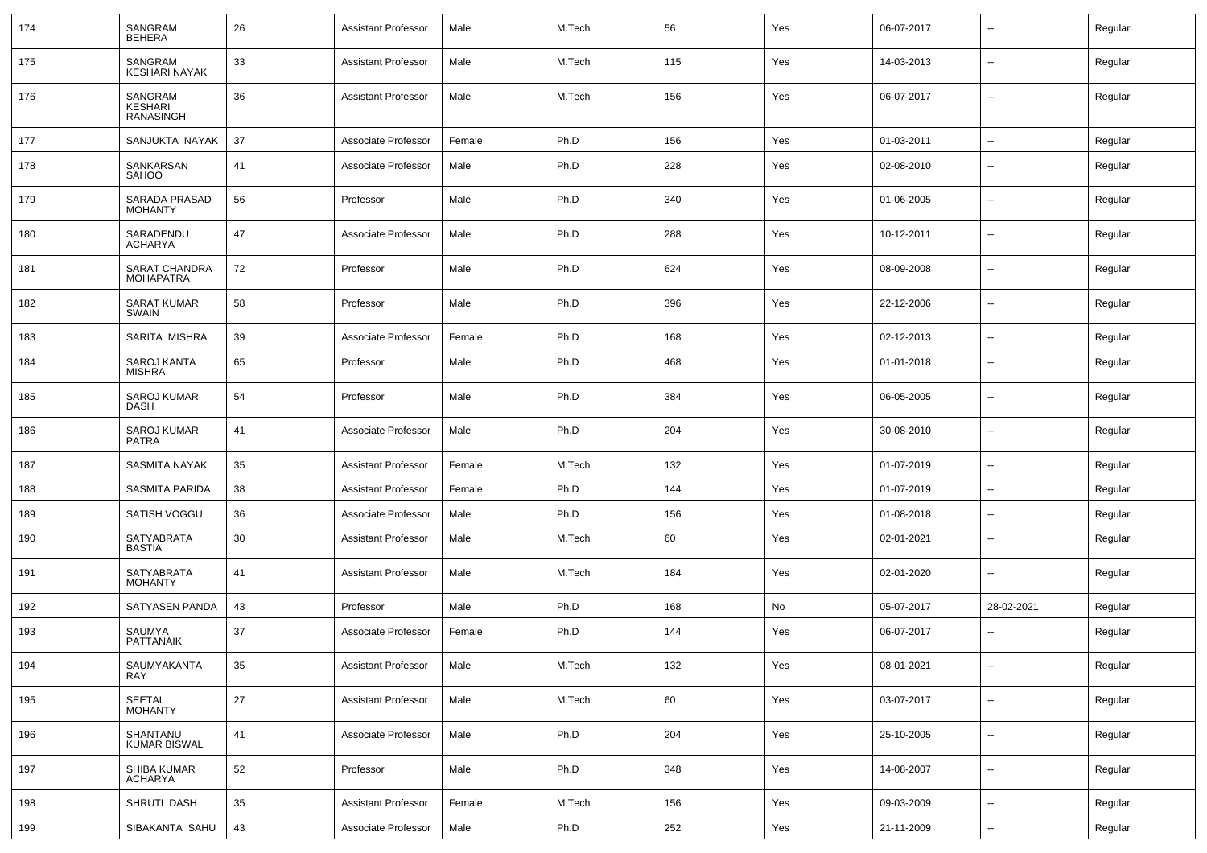| 174 | SANGRAM BEHERA | 26 | Assistant Professor | Male | M.Tech | 56 | Yes | 06-07-2017 | -- | Regular |
|---|---|---|---|---|---|---|---|---|---|---|
| 175 | SANGRAM KESHARI NAYAK | 33 | Assistant Professor | Male | M.Tech | 115 | Yes | 14-03-2013 | -- | Regular |
| 176 | SANGRAM KESHARI RANASINGH | 36 | Assistant Professor | Male | M.Tech | 156 | Yes | 06-07-2017 | -- | Regular |
| 177 | SANJUKTA NAYAK | 37 | Associate Professor | Female | Ph.D | 156 | Yes | 01-03-2011 | -- | Regular |
| 178 | SANKARSAN SAHOO | 41 | Associate Professor | Male | Ph.D | 228 | Yes | 02-08-2010 | -- | Regular |
| 179 | SARADA PRASAD MOHANTY | 56 | Professor | Male | Ph.D | 340 | Yes | 01-06-2005 | -- | Regular |
| 180 | SARADENDU ACHARYA | 47 | Associate Professor | Male | Ph.D | 288 | Yes | 10-12-2011 | -- | Regular |
| 181 | SARAT CHANDRA MOHAPATRA | 72 | Professor | Male | Ph.D | 624 | Yes | 08-09-2008 | -- | Regular |
| 182 | SARAT KUMAR SWAIN | 58 | Professor | Male | Ph.D | 396 | Yes | 22-12-2006 | -- | Regular |
| 183 | SARITA MISHRA | 39 | Associate Professor | Female | Ph.D | 168 | Yes | 02-12-2013 | -- | Regular |
| 184 | SAROJ KANTA MISHRA | 65 | Professor | Male | Ph.D | 468 | Yes | 01-01-2018 | -- | Regular |
| 185 | SAROJ KUMAR DASH | 54 | Professor | Male | Ph.D | 384 | Yes | 06-05-2005 | -- | Regular |
| 186 | SAROJ KUMAR PATRA | 41 | Associate Professor | Male | Ph.D | 204 | Yes | 30-08-2010 | -- | Regular |
| 187 | SASMITA NAYAK | 35 | Assistant Professor | Female | M.Tech | 132 | Yes | 01-07-2019 | -- | Regular |
| 188 | SASMITA PARIDA | 38 | Assistant Professor | Female | Ph.D | 144 | Yes | 01-07-2019 | -- | Regular |
| 189 | SATISH VOGGU | 36 | Associate Professor | Male | Ph.D | 156 | Yes | 01-08-2018 | -- | Regular |
| 190 | SATYABRATA BASTIA | 30 | Assistant Professor | Male | M.Tech | 60 | Yes | 02-01-2021 | -- | Regular |
| 191 | SATYABRATA MOHANTY | 41 | Assistant Professor | Male | M.Tech | 184 | Yes | 02-01-2020 | -- | Regular |
| 192 | SATYASEN PANDA | 43 | Professor | Male | Ph.D | 168 | No | 05-07-2017 | 28-02-2021 | Regular |
| 193 | SAUMYA PATTANAIK | 37 | Associate Professor | Female | Ph.D | 144 | Yes | 06-07-2017 | -- | Regular |
| 194 | SAUMYAKANTA RAY | 35 | Assistant Professor | Male | M.Tech | 132 | Yes | 08-01-2021 | -- | Regular |
| 195 | SEETAL MOHANTY | 27 | Assistant Professor | Male | M.Tech | 60 | Yes | 03-07-2017 | -- | Regular |
| 196 | SHANTANU KUMAR BISWAL | 41 | Associate Professor | Male | Ph.D | 204 | Yes | 25-10-2005 | -- | Regular |
| 197 | SHIBA KUMAR ACHARYA | 52 | Professor | Male | Ph.D | 348 | Yes | 14-08-2007 | -- | Regular |
| 198 | SHRUTI DASH | 35 | Assistant Professor | Female | M.Tech | 156 | Yes | 09-03-2009 | -- | Regular |
| 199 | SIBAKANTA SAHU | 43 | Associate Professor | Male | Ph.D | 252 | Yes | 21-11-2009 | -- | Regular |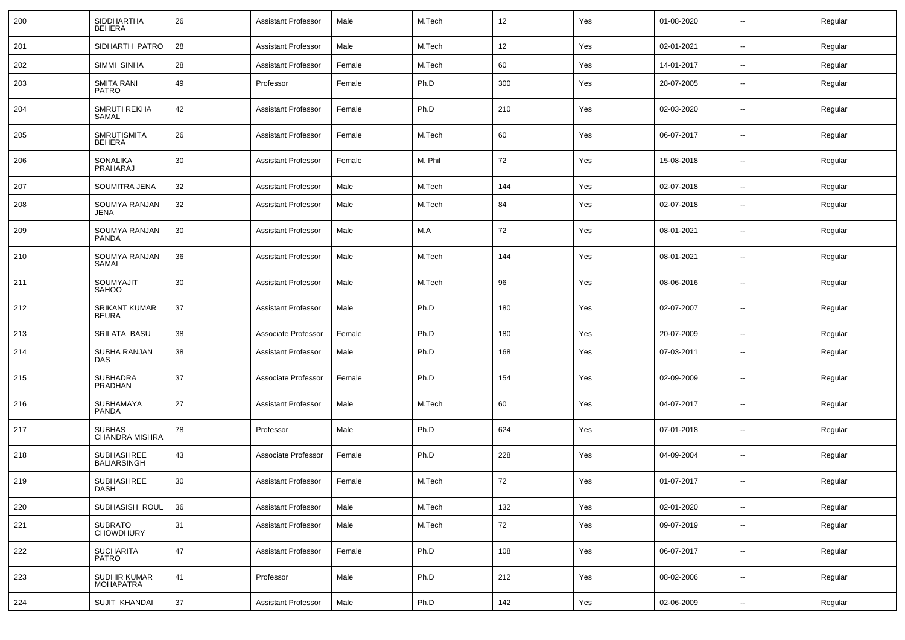| 200 | SIDDHARTHA BEHERA | 26 | Assistant Professor | Male | M.Tech | 12 | Yes | 01-08-2020 | -- | Regular |
|---|---|---|---|---|---|---|---|---|---|---|
| 201 | SIDHARTH PATRO | 28 | Assistant Professor | Male | M.Tech | 12 | Yes | 02-01-2021 | -- | Regular |
| 202 | SIMMI SINHA | 28 | Assistant Professor | Female | M.Tech | 60 | Yes | 14-01-2017 | -- | Regular |
| 203 | SMITA RANI PATRO | 49 | Professor | Female | Ph.D | 300 | Yes | 28-07-2005 | -- | Regular |
| 204 | SMRUTI REKHA SAMAL | 42 | Assistant Professor | Female | Ph.D | 210 | Yes | 02-03-2020 | -- | Regular |
| 205 | SMRUTISMITA BEHERA | 26 | Assistant Professor | Female | M.Tech | 60 | Yes | 06-07-2017 | -- | Regular |
| 206 | SONALIKA PRAHARAJ | 30 | Assistant Professor | Female | M. Phil | 72 | Yes | 15-08-2018 | -- | Regular |
| 207 | SOUMITRA JENA | 32 | Assistant Professor | Male | M.Tech | 144 | Yes | 02-07-2018 | -- | Regular |
| 208 | SOUMYA RANJAN JENA | 32 | Assistant Professor | Male | M.Tech | 84 | Yes | 02-07-2018 | -- | Regular |
| 209 | SOUMYA RANJAN PANDA | 30 | Assistant Professor | Male | M.A | 72 | Yes | 08-01-2021 | -- | Regular |
| 210 | SOUMYA RANJAN SAMAL | 36 | Assistant Professor | Male | M.Tech | 144 | Yes | 08-01-2021 | -- | Regular |
| 211 | SOUMYAJIT SAHOO | 30 | Assistant Professor | Male | M.Tech | 96 | Yes | 08-06-2016 | -- | Regular |
| 212 | SRIKANT KUMAR BEURA | 37 | Assistant Professor | Male | Ph.D | 180 | Yes | 02-07-2007 | -- | Regular |
| 213 | SRILATA BASU | 38 | Associate Professor | Female | Ph.D | 180 | Yes | 20-07-2009 | -- | Regular |
| 214 | SUBHA RANJAN DAS | 38 | Assistant Professor | Male | Ph.D | 168 | Yes | 07-03-2011 | -- | Regular |
| 215 | SUBHADRA PRADHAN | 37 | Associate Professor | Female | Ph.D | 154 | Yes | 02-09-2009 | -- | Regular |
| 216 | SUBHAMAYA PANDA | 27 | Assistant Professor | Male | M.Tech | 60 | Yes | 04-07-2017 | -- | Regular |
| 217 | SUBHAS CHANDRA MISHRA | 78 | Professor | Male | Ph.D | 624 | Yes | 07-01-2018 | -- | Regular |
| 218 | SUBHASHREE BALIARSINGH | 43 | Associate Professor | Female | Ph.D | 228 | Yes | 04-09-2004 | -- | Regular |
| 219 | SUBHASHREE DASH | 30 | Assistant Professor | Female | M.Tech | 72 | Yes | 01-07-2017 | -- | Regular |
| 220 | SUBHASISH ROUL | 36 | Assistant Professor | Male | M.Tech | 132 | Yes | 02-01-2020 | -- | Regular |
| 221 | SUBRATO CHOWDHURY | 31 | Assistant Professor | Male | M.Tech | 72 | Yes | 09-07-2019 | -- | Regular |
| 222 | SUCHARITA PATRO | 47 | Assistant Professor | Female | Ph.D | 108 | Yes | 06-07-2017 | -- | Regular |
| 223 | SUDHIR KUMAR MOHAPATRA | 41 | Professor | Male | Ph.D | 212 | Yes | 08-02-2006 | -- | Regular |
| 224 | SUJIT KHANDAI | 37 | Assistant Professor | Male | Ph.D | 142 | Yes | 02-06-2009 | -- | Regular |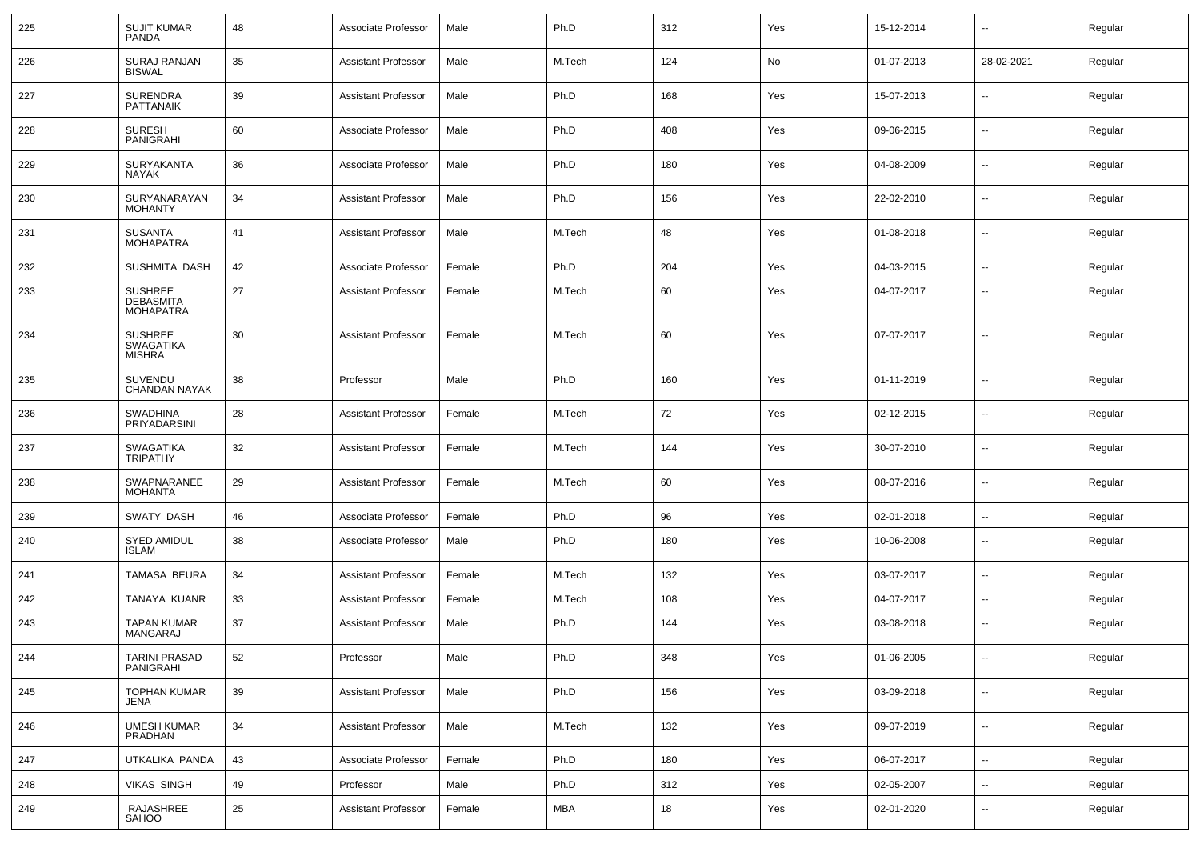| 225 | SUJIT KUMAR PANDA | 48 | Associate Professor | Male | Ph.D | 312 | Yes | 15-12-2014 | -- | Regular |
|---|---|---|---|---|---|---|---|---|---|---|
| 226 | SURAJ RANJAN BISWAL | 35 | Assistant Professor | Male | M.Tech | 124 | No | 01-07-2013 | 28-02-2021 | Regular |
| 227 | SURENDRA PATTANAIK | 39 | Assistant Professor | Male | Ph.D | 168 | Yes | 15-07-2013 | -- | Regular |
| 228 | SURESH PANIGRAHI | 60 | Associate Professor | Male | Ph.D | 408 | Yes | 09-06-2015 | -- | Regular |
| 229 | SURYAKANTA NAYAK | 36 | Associate Professor | Male | Ph.D | 180 | Yes | 04-08-2009 | -- | Regular |
| 230 | SURYANARAYAN MOHANTY | 34 | Assistant Professor | Male | Ph.D | 156 | Yes | 22-02-2010 | -- | Regular |
| 231 | SUSANTA MOHAPATRA | 41 | Assistant Professor | Male | M.Tech | 48 | Yes | 01-08-2018 | -- | Regular |
| 232 | SUSHMITA DASH | 42 | Associate Professor | Female | Ph.D | 204 | Yes | 04-03-2015 | -- | Regular |
| 233 | SUSHREE DEBASMITA MOHAPATRA | 27 | Assistant Professor | Female | M.Tech | 60 | Yes | 04-07-2017 | -- | Regular |
| 234 | SUSHREE SWAGATIKA MISHRA | 30 | Assistant Professor | Female | M.Tech | 60 | Yes | 07-07-2017 | -- | Regular |
| 235 | SUVENDU CHANDAN NAYAK | 38 | Professor | Male | Ph.D | 160 | Yes | 01-11-2019 | -- | Regular |
| 236 | SWADHINA PRIYADARSINI | 28 | Assistant Professor | Female | M.Tech | 72 | Yes | 02-12-2015 | -- | Regular |
| 237 | SWAGATIKA TRIPATHY | 32 | Assistant Professor | Female | M.Tech | 144 | Yes | 30-07-2010 | -- | Regular |
| 238 | SWAPNARANEE MOHANTA | 29 | Assistant Professor | Female | M.Tech | 60 | Yes | 08-07-2016 | -- | Regular |
| 239 | SWATY DASH | 46 | Associate Professor | Female | Ph.D | 96 | Yes | 02-01-2018 | -- | Regular |
| 240 | SYED AMIDUL ISLAM | 38 | Associate Professor | Male | Ph.D | 180 | Yes | 10-06-2008 | -- | Regular |
| 241 | TAMASA BEURA | 34 | Assistant Professor | Female | M.Tech | 132 | Yes | 03-07-2017 | -- | Regular |
| 242 | TANAYA KUANR | 33 | Assistant Professor | Female | M.Tech | 108 | Yes | 04-07-2017 | -- | Regular |
| 243 | TAPAN KUMAR MANGARAJ | 37 | Assistant Professor | Male | Ph.D | 144 | Yes | 03-08-2018 | -- | Regular |
| 244 | TARINI PRASAD PANIGRAHI | 52 | Professor | Male | Ph.D | 348 | Yes | 01-06-2005 | -- | Regular |
| 245 | TOPHAN KUMAR JENA | 39 | Assistant Professor | Male | Ph.D | 156 | Yes | 03-09-2018 | -- | Regular |
| 246 | UMESH KUMAR PRADHAN | 34 | Assistant Professor | Male | M.Tech | 132 | Yes | 09-07-2019 | -- | Regular |
| 247 | UTKALIKA PANDA | 43 | Associate Professor | Female | Ph.D | 180 | Yes | 06-07-2017 | -- | Regular |
| 248 | VIKAS SINGH | 49 | Professor | Male | Ph.D | 312 | Yes | 02-05-2007 | -- | Regular |
| 249 | RAJASHREE SAHOO | 25 | Assistant Professor | Female | MBA | 18 | Yes | 02-01-2020 | -- | Regular |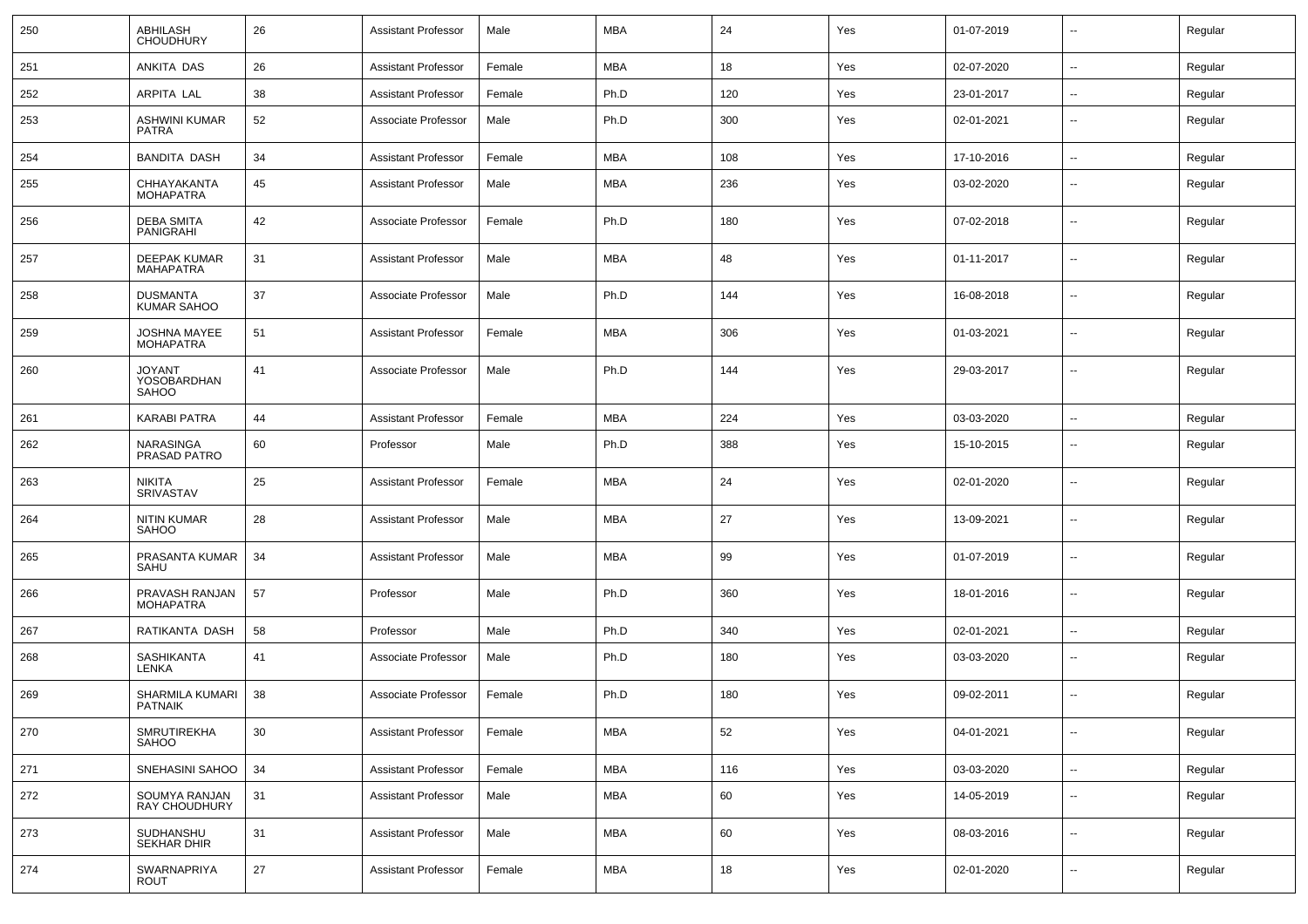| 250 | ABHILASH CHOUDHURY | 26 | Assistant Professor | Male | MBA | 24 | Yes | 01-07-2019 | -- | Regular |
|---|---|---|---|---|---|---|---|---|---|---|
| 251 | ANKITA DAS | 26 | Assistant Professor | Female | MBA | 18 | Yes | 02-07-2020 | -- | Regular |
| 252 | ARPITA LAL | 38 | Assistant Professor | Female | Ph.D | 120 | Yes | 23-01-2017 | -- | Regular |
| 253 | ASHWINI KUMAR PATRA | 52 | Associate Professor | Male | Ph.D | 300 | Yes | 02-01-2021 | -- | Regular |
| 254 | BANDITA DASH | 34 | Assistant Professor | Female | MBA | 108 | Yes | 17-10-2016 | -- | Regular |
| 255 | CHHAYAKANTA MOHAPATRA | 45 | Assistant Professor | Male | MBA | 236 | Yes | 03-02-2020 | -- | Regular |
| 256 | DEBA SMITA PANIGRAHI | 42 | Associate Professor | Female | Ph.D | 180 | Yes | 07-02-2018 | -- | Regular |
| 257 | DEEPAK KUMAR MAHAPATRA | 31 | Assistant Professor | Male | MBA | 48 | Yes | 01-11-2017 | -- | Regular |
| 258 | DUSMANTA KUMAR SAHOO | 37 | Associate Professor | Male | Ph.D | 144 | Yes | 16-08-2018 | -- | Regular |
| 259 | JOSHNA MAYEE MOHAPATRA | 51 | Assistant Professor | Female | MBA | 306 | Yes | 01-03-2021 | -- | Regular |
| 260 | JOYANT YOSOBARDHAN SAHOO | 41 | Associate Professor | Male | Ph.D | 144 | Yes | 29-03-2017 | -- | Regular |
| 261 | KARABI PATRA | 44 | Assistant Professor | Female | MBA | 224 | Yes | 03-03-2020 | -- | Regular |
| 262 | NARASINGA PRASAD PATRO | 60 | Professor | Male | Ph.D | 388 | Yes | 15-10-2015 | -- | Regular |
| 263 | NIKITA SRIVASTAV | 25 | Assistant Professor | Female | MBA | 24 | Yes | 02-01-2020 | -- | Regular |
| 264 | NITIN KUMAR SAHOO | 28 | Assistant Professor | Male | MBA | 27 | Yes | 13-09-2021 | -- | Regular |
| 265 | PRASANTA KUMAR SAHU | 34 | Assistant Professor | Male | MBA | 99 | Yes | 01-07-2019 | -- | Regular |
| 266 | PRAVASH RANJAN MOHAPATRA | 57 | Professor | Male | Ph.D | 360 | Yes | 18-01-2016 | -- | Regular |
| 267 | RATIKANTA DASH | 58 | Professor | Male | Ph.D | 340 | Yes | 02-01-2021 | -- | Regular |
| 268 | SASHIKANTA LENKA | 41 | Associate Professor | Male | Ph.D | 180 | Yes | 03-03-2020 | -- | Regular |
| 269 | SHARMILA KUMARI PATNAIK | 38 | Associate Professor | Female | Ph.D | 180 | Yes | 09-02-2011 | -- | Regular |
| 270 | SMRUTIREKHA SAHOO | 30 | Assistant Professor | Female | MBA | 52 | Yes | 04-01-2021 | -- | Regular |
| 271 | SNEHASINI SAHOO | 34 | Assistant Professor | Female | MBA | 116 | Yes | 03-03-2020 | -- | Regular |
| 272 | SOUMYA RANJAN RAY CHOUDHURY | 31 | Assistant Professor | Male | MBA | 60 | Yes | 14-05-2019 | -- | Regular |
| 273 | SUDHANSHU SEKHAR DHIR | 31 | Assistant Professor | Male | MBA | 60 | Yes | 08-03-2016 | -- | Regular |
| 274 | SWARNAPRIYA ROUT | 27 | Assistant Professor | Female | MBA | 18 | Yes | 02-01-2020 | -- | Regular |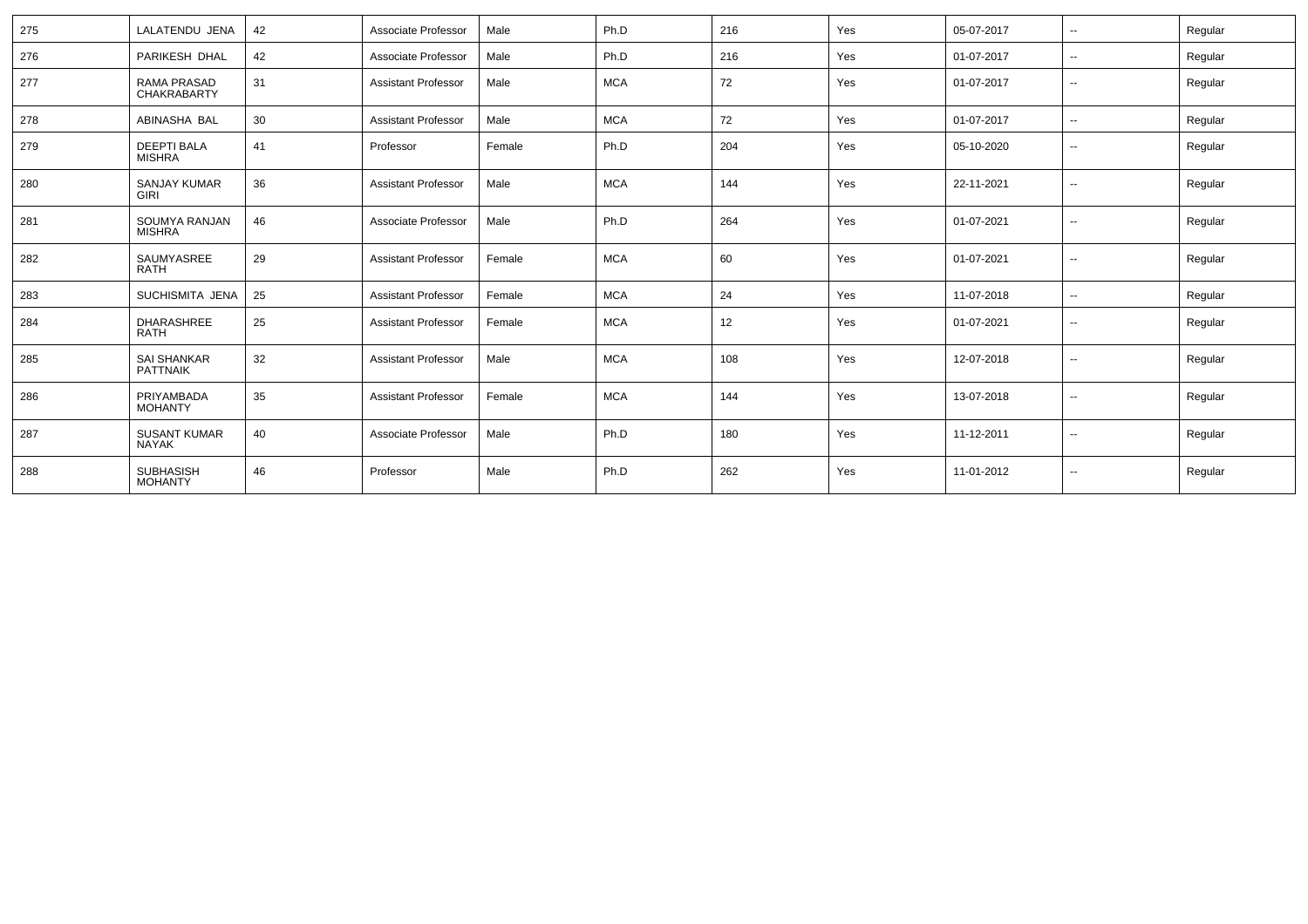| | | | | | | | | | | |
|---|---|---|---|---|---|---|---|---|---|---|
| 275 | LALATENDU JENA | 42 | Associate Professor | Male | Ph.D | 216 | Yes | 05-07-2017 | -- | Regular |
| 276 | PARIKESH DHAL | 42 | Associate Professor | Male | Ph.D | 216 | Yes | 01-07-2017 | -- | Regular |
| 277 | RAMA PRASAD CHAKRABARTY | 31 | Assistant Professor | Male | MCA | 72 | Yes | 01-07-2017 | -- | Regular |
| 278 | ABINASHA BAL | 30 | Assistant Professor | Male | MCA | 72 | Yes | 01-07-2017 | -- | Regular |
| 279 | DEEPTI BALA MISHRA | 41 | Professor | Female | Ph.D | 204 | Yes | 05-10-2020 | -- | Regular |
| 280 | SANJAY KUMAR GIRI | 36 | Assistant Professor | Male | MCA | 144 | Yes | 22-11-2021 | -- | Regular |
| 281 | SOUMYA RANJAN MISHRA | 46 | Associate Professor | Male | Ph.D | 264 | Yes | 01-07-2021 | -- | Regular |
| 282 | SAUMYASREE RATH | 29 | Assistant Professor | Female | MCA | 60 | Yes | 01-07-2021 | -- | Regular |
| 283 | SUCHISMITA JENA | 25 | Assistant Professor | Female | MCA | 24 | Yes | 11-07-2018 | -- | Regular |
| 284 | DHARASHREE RATH | 25 | Assistant Professor | Female | MCA | 12 | Yes | 01-07-2021 | -- | Regular |
| 285 | SAI SHANKAR PATTNAIK | 32 | Assistant Professor | Male | MCA | 108 | Yes | 12-07-2018 | -- | Regular |
| 286 | PRIYAMBADA MOHANTY | 35 | Assistant Professor | Female | MCA | 144 | Yes | 13-07-2018 | -- | Regular |
| 287 | SUSANT KUMAR NAYAK | 40 | Associate Professor | Male | Ph.D | 180 | Yes | 11-12-2011 | -- | Regular |
| 288 | SUBHASISH MOHANTY | 46 | Professor | Male | Ph.D | 262 | Yes | 11-01-2012 | -- | Regular |